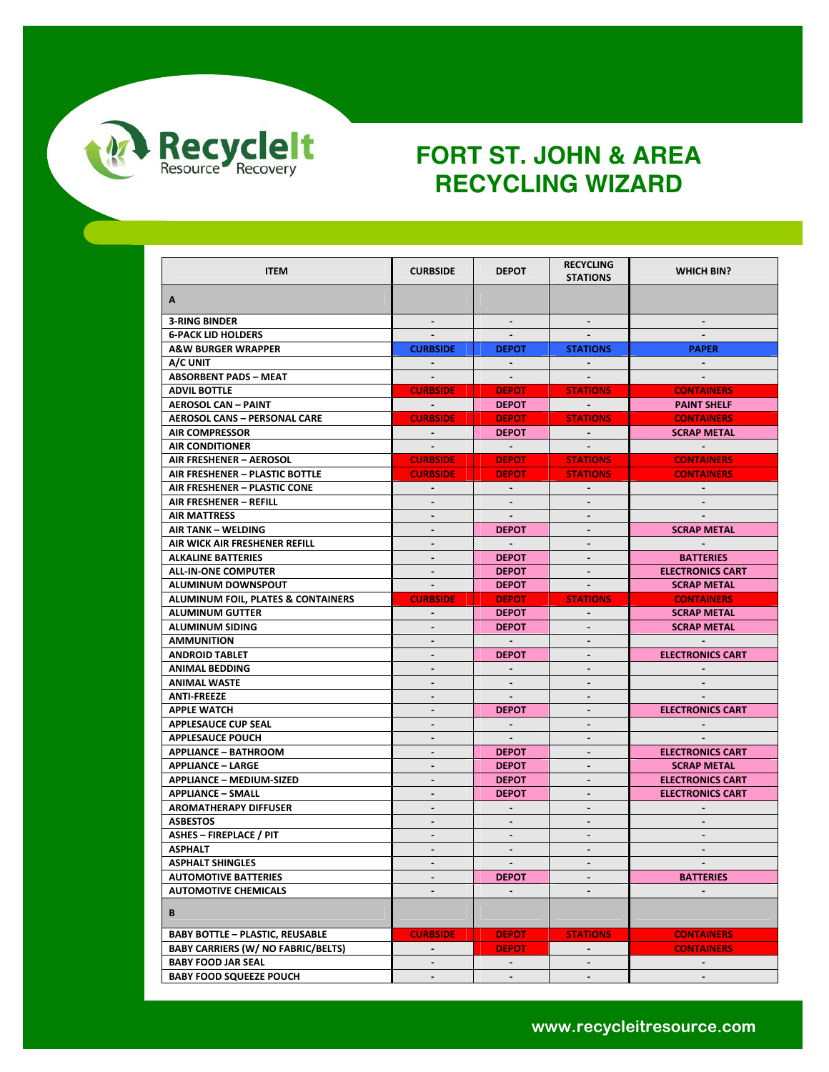# FORT ST. JOHN & AREA RECYCLING WIZARD

RecycleIt Resource Recovery

| ITEM | CURBSIDE | DEPOT | RECYCLING STATIONS | WHICH BIN? |
|---|---|---|---|---|
| **A** | | | | |
| 3-RING BINDER | - | - | - | - |
| 6-PACK LID HOLDERS | - | - | - | - |
| A&W BURGER WRAPPER | CURBSIDE | DEPOT | STATIONS | PAPER |
| A/C UNIT | - | - | - | - |
| ABSORBENT PADS – MEAT | - | - | - | - |
| ADVIL BOTTLE | CURBSIDE | DEPOT | STATIONS | CONTAINERS |
| AEROSOL CAN – PAINT | - | DEPOT | - | PAINT SHELF |
| AEROSOL CANS – PERSONAL CARE | CURBSIDE | DEPOT | STATIONS | CONTAINERS |
| AIR COMPRESSOR | - | DEPOT | - | SCRAP METAL |
| AIR CONDITIONER | - | - | - | - |
| AIR FRESHENER – AEROSOL | CURBSIDE | DEPOT | STATIONS | CONTAINERS |
| AIR FRESHENER – PLASTIC BOTTLE | CURBSIDE | DEPOT | STATIONS | CONTAINERS |
| AIR FRESHENER – PLASTIC CONE | - | - | - | - |
| AIR FRESHENER – REFILL | - | - | - | - |
| AIR MATTRESS | - | - | - | - |
| AIR TANK – WELDING | - | DEPOT | - | SCRAP METAL |
| AIR WICK AIR FRESHENER REFILL | - | - | - | - |
| ALKALINE BATTERIES | - | DEPOT | - | BATTERIES |
| ALL-IN-ONE COMPUTER | - | DEPOT | - | ELECTRONICS CART |
| ALUMINUM DOWNSPOUT | - | DEPOT | - | SCRAP METAL |
| ALUMINUM FOIL, PLATES & CONTAINERS | CURBSIDE | DEPOT | STATIONS | CONTAINERS |
| ALUMINUM GUTTER | - | DEPOT | - | SCRAP METAL |
| ALUMINUM SIDING | - | DEPOT | - | SCRAP METAL |
| AMMUNITION | - | - | - | - |
| ANDROID TABLET | - | DEPOT | - | ELECTRONICS CART |
| ANIMAL BEDDING | - | - | - | - |
| ANIMAL WASTE | - | - | - | - |
| ANTI-FREEZE | - | - | - | - |
| APPLE WATCH | - | DEPOT | - | ELECTRONICS CART |
| APPLESAUCE CUP SEAL | - | - | - | - |
| APPLESAUCE POUCH | - | - | - | - |
| APPLIANCE – BATHROOM | - | DEPOT | - | ELECTRONICS CART |
| APPLIANCE – LARGE | - | DEPOT | - | SCRAP METAL |
| APPLIANCE – MEDIUM-SIZED | - | DEPOT | - | ELECTRONICS CART |
| APPLIANCE – SMALL | - | DEPOT | - | ELECTRONICS CART |
| AROMATHERAPY DIFFUSER | - | - | - | - |
| ASBESTOS | - | - | - | - |
| ASHES – FIREPLACE / PIT | - | - | - | - |
| ASPHALT | - | - | - | - |
| ASPHALT SHINGLES | - | - | - | - |
| AUTOMOTIVE BATTERIES | - | DEPOT | - | BATTERIES |
| AUTOMOTIVE CHEMICALS | - | - | - | - |
| **B** | | | | |
| BABY BOTTLE – PLASTIC, REUSABLE | CURBSIDE | DEPOT | STATIONS | CONTAINERS |
| BABY CARRIERS (W/ NO FABRIC/BELTS) | - | DEPOT | - | CONTAINERS |
| BABY FOOD JAR SEAL | - | - | - | - |
| BABY FOOD SQUEEZE POUCH | - | - | - | - |

www.recycleitresource.com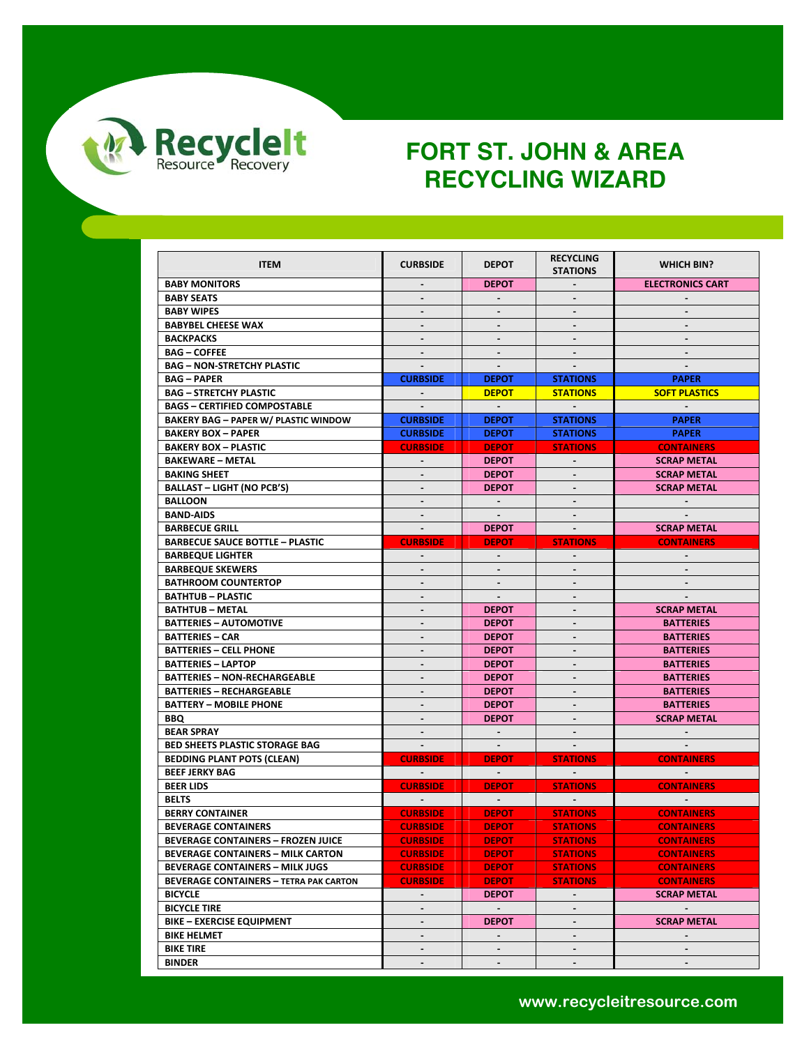# FORT ST. JOHN & AREA RECYCLING WIZARD

| ITEM | CURBSIDE | DEPOT | RECYCLING STATIONS | WHICH BIN? |
|---|---|---|---|---|
| BABY MONITORS | - | DEPOT | - | ELECTRONICS CART |
| BABY SEATS | - | - | - | - |
| BABY WIPES | - | - | - | - |
| BABYBEL CHEESE WAX | - | - | - | - |
| BACKPACKS | - | - | - | - |
| BAG – COFFEE | - | - | - | - |
| BAG – NON-STRETCHY PLASTIC | - | - | - | - |
| BAG – PAPER | CURBSIDE | DEPOT | STATIONS | PAPER |
| BAG – STRETCHY PLASTIC | - | DEPOT | STATIONS | SOFT PLASTICS |
| BAGS – CERTIFIED COMPOSTABLE | - | - | - | - |
| BAKERY BAG – PAPER W/ PLASTIC WINDOW | CURBSIDE | DEPOT | STATIONS | PAPER |
| BAKERY BOX – PAPER | CURBSIDE | DEPOT | STATIONS | PAPER |
| BAKERY BOX – PLASTIC | CURBSIDE | DEPOT | STATIONS | CONTAINERS |
| BAKEWARE – METAL | - | DEPOT | - | SCRAP METAL |
| BAKING SHEET | - | DEPOT | - | SCRAP METAL |
| BALLAST – LIGHT (NO PCB'S) | - | DEPOT | - | SCRAP METAL |
| BALLOON | - | - | - | - |
| BAND-AIDS | - | - | - | - |
| BARBECUE GRILL | - | DEPOT | - | SCRAP METAL |
| BARBECUE SAUCE BOTTLE – PLASTIC | CURBSIDE | DEPOT | STATIONS | CONTAINERS |
| BARBEQUE LIGHTER | - | - | - | - |
| BARBEQUE SKEWERS | - | - | - | - |
| BATHROOM COUNTERTOP | - | - | - | - |
| BATHTUB – PLASTIC | - | - | - | - |
| BATHTUB – METAL | - | DEPOT | - | SCRAP METAL |
| BATTERIES – AUTOMOTIVE | - | DEPOT | - | BATTERIES |
| BATTERIES – CAR | - | DEPOT | - | BATTERIES |
| BATTERIES – CELL PHONE | - | DEPOT | - | BATTERIES |
| BATTERIES – LAPTOP | - | DEPOT | - | BATTERIES |
| BATTERIES – NON-RECHARGEABLE | - | DEPOT | - | BATTERIES |
| BATTERIES – RECHARGEABLE | - | DEPOT | - | BATTERIES |
| BATTERY – MOBILE PHONE | - | DEPOT | - | BATTERIES |
| BBQ | - | DEPOT | - | SCRAP METAL |
| BEAR SPRAY | - | - | - | - |
| BED SHEETS PLASTIC STORAGE BAG | - | - | - | - |
| BEDDING PLANT POTS (CLEAN) | CURBSIDE | DEPOT | STATIONS | CONTAINERS |
| BEEF JERKY BAG | - | - | - | - |
| BEER LIDS | CURBSIDE | DEPOT | STATIONS | CONTAINERS |
| BELTS | - | - | - | - |
| BERRY CONTAINER | CURBSIDE | DEPOT | STATIONS | CONTAINERS |
| BEVERAGE CONTAINERS | CURBSIDE | DEPOT | STATIONS | CONTAINERS |
| BEVERAGE CONTAINERS – FROZEN JUICE | CURBSIDE | DEPOT | STATIONS | CONTAINERS |
| BEVERAGE CONTAINERS – MILK CARTON | CURBSIDE | DEPOT | STATIONS | CONTAINERS |
| BEVERAGE CONTAINERS – MILK JUGS | CURBSIDE | DEPOT | STATIONS | CONTAINERS |
| BEVERAGE CONTAINERS – TETRA PAK CARTON | CURBSIDE | DEPOT | STATIONS | CONTAINERS |
| BICYCLE | - | DEPOT | - | SCRAP METAL |
| BICYCLE TIRE | - | - | - | - |
| BIKE – EXERCISE EQUIPMENT | - | DEPOT | - | SCRAP METAL |
| BIKE HELMET | - | - | - | - |
| BIKE TIRE | - | - | - | - |
| BINDER | - | - | - | - |

www.recycleitresource.com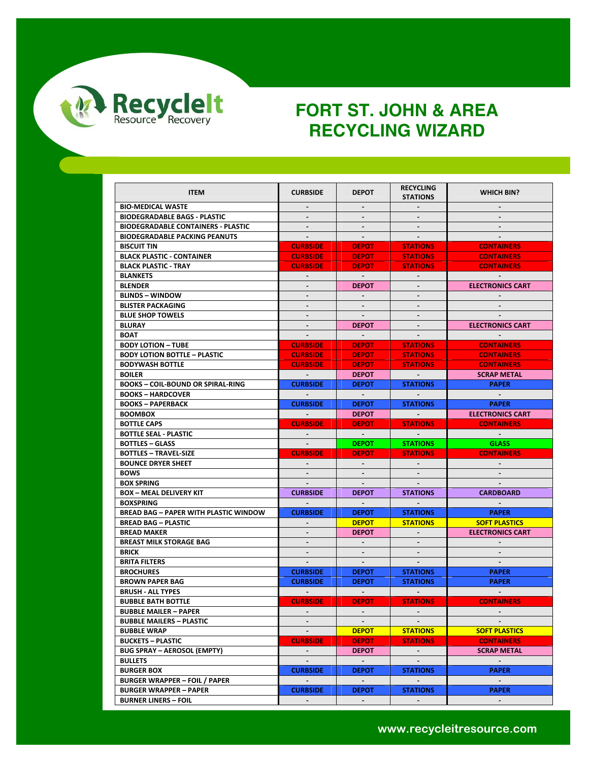# FORT ST. JOHN & AREA RECYCLING WIZARD

| ITEM | CURBSIDE | DEPOT | RECYCLING STATIONS | WHICH BIN? |
|---|---|---|---|---|
| BIO-MEDICAL WASTE | - | - | - | - |
| BIODEGRADABLE BAGS - PLASTIC | - | - | - | - |
| BIODEGRADABLE CONTAINERS - PLASTIC | - | - | - | - |
| BIODEGRADABLE PACKING PEANUTS | - | - | - | - |
| BISCUIT TIN | CURBSIDE | DEPOT | STATIONS | CONTAINERS |
| BLACK PLASTIC - CONTAINER | CURBSIDE | DEPOT | STATIONS | CONTAINERS |
| BLACK PLASTIC - TRAY | CURBSIDE | DEPOT | STATIONS | CONTAINERS |
| BLANKETS | - | - | - | - |
| BLENDER | - | DEPOT | - | ELECTRONICS CART |
| BLINDS – WINDOW | - | - | - | - |
| BLISTER PACKAGING | - | - | - | - |
| BLUE SHOP TOWELS | - | - | - | - |
| BLURAY | - | DEPOT | - | ELECTRONICS CART |
| BOAT | - | - | - | - |
| BODY LOTION – TUBE | CURBSIDE | DEPOT | STATIONS | CONTAINERS |
| BODY LOTION BOTTLE – PLASTIC | CURBSIDE | DEPOT | STATIONS | CONTAINERS |
| BODYWASH BOTTLE | CURBSIDE | DEPOT | STATIONS | CONTAINERS |
| BOILER | - | DEPOT | - | SCRAP METAL |
| BOOKS – COIL-BOUND OR SPIRAL-RING | CURBSIDE | DEPOT | STATIONS | PAPER |
| BOOKS – HARDCOVER | - | - | - | - |
| BOOKS – PAPERBACK | CURBSIDE | DEPOT | STATIONS | PAPER |
| BOOMBOX | - | DEPOT | - | ELECTRONICS CART |
| BOTTLE CAPS | CURBSIDE | DEPOT | STATIONS | CONTAINERS |
| BOTTLE SEAL - PLASTIC | - | - | - | - |
| BOTTLES – GLASS | - | DEPOT | STATIONS | GLASS |
| BOTTLES – TRAVEL-SIZE | CURBSIDE | DEPOT | STATIONS | CONTAINERS |
| BOUNCE DRYER SHEET | - | - | - | - |
| BOWS | - | - | - | - |
| BOX SPRING | - | - | - | - |
| BOX – MEAL DELIVERY KIT | CURBSIDE | DEPOT | STATIONS | CARDBOARD |
| BOXSPRING | - | - | - | - |
| BREAD BAG – PAPER WITH PLASTIC WINDOW | CURBSIDE | DEPOT | STATIONS | PAPER |
| BREAD BAG – PLASTIC | - | DEPOT | STATIONS | SOFT PLASTICS |
| BREAD MAKER | - | DEPOT | - | ELECTRONICS CART |
| BREAST MILK STORAGE BAG | - | - | - | - |
| BRICK | - | - | - | - |
| BRITA FILTERS | - | - | - | - |
| BROCHURES | CURBSIDE | DEPOT | STATIONS | PAPER |
| BROWN PAPER BAG | CURBSIDE | DEPOT | STATIONS | PAPER |
| BRUSH - ALL TYPES | - | - | - | - |
| BUBBLE BATH BOTTLE | CURBSIDE | DEPOT | STATIONS | CONTAINERS |
| BUBBLE MAILER – PAPER | - | - | - | - |
| BUBBLE MAILERS – PLASTIC | - | - | - | - |
| BUBBLE WRAP | - | DEPOT | STATIONS | SOFT PLASTICS |
| BUCKETS – PLASTIC | CURBSIDE | DEPOT | STATIONS | CONTAINERS |
| BUG SPRAY – AEROSOL (EMPTY) | - | DEPOT | - | SCRAP METAL |
| BULLETS | - | - | - | - |
| BURGER BOX | CURBSIDE | DEPOT | STATIONS | PAPER |
| BURGER WRAPPER – FOIL / PAPER | - | - | - | - |
| BURGER WRAPPER – PAPER | CURBSIDE | DEPOT | STATIONS | PAPER |
| BURNER LINERS – FOIL | - | - | - | - |

www.recycleitresource.com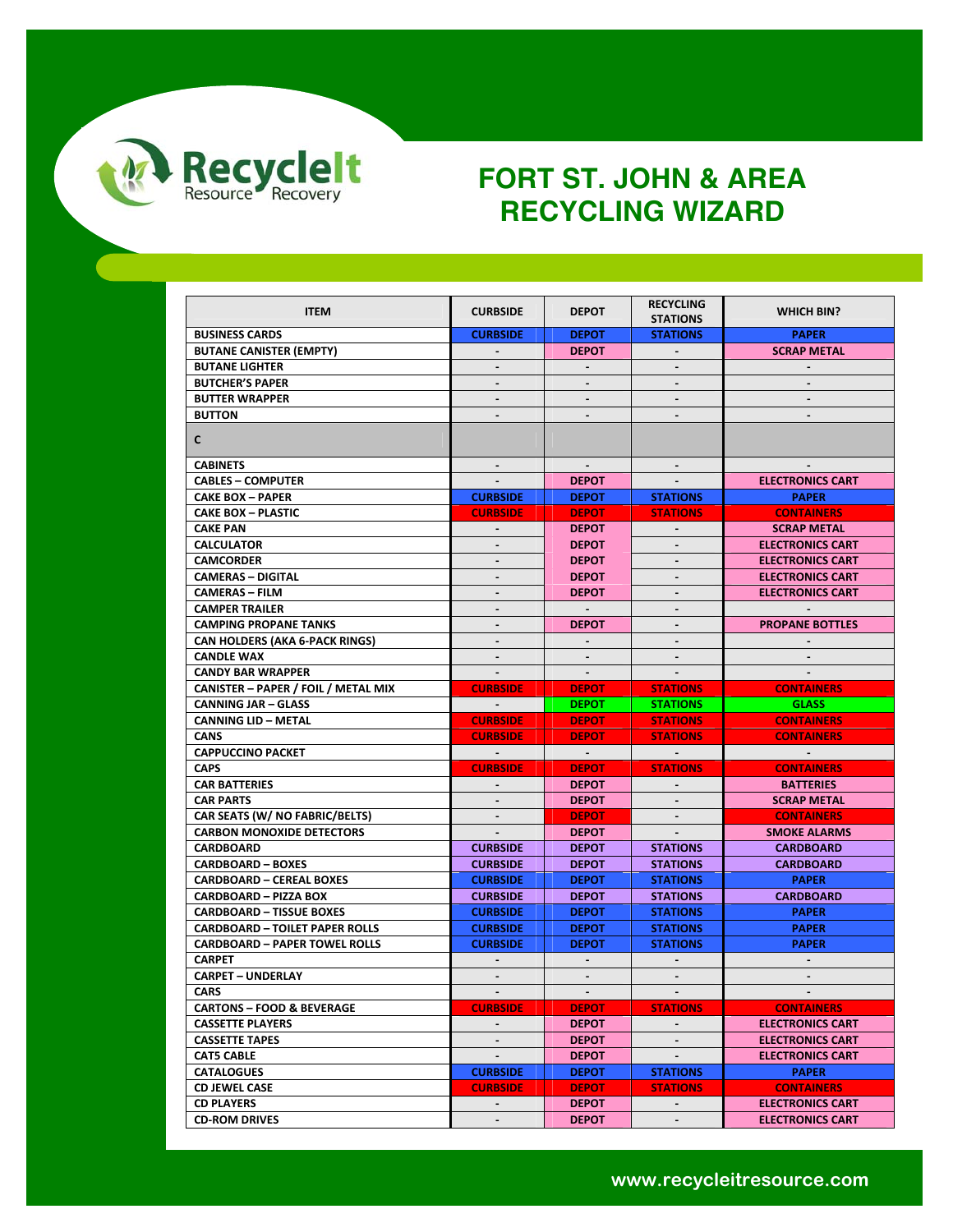# FORT ST. JOHN & AREA RECYCLING WIZARD

| ITEM | CURBSIDE | DEPOT | RECYCLING STATIONS | WHICH BIN? |
|---|---|---|---|---|
| BUSINESS CARDS | CURBSIDE | DEPOT | STATIONS | PAPER |
| BUTANE CANISTER (EMPTY) | - | DEPOT | - | SCRAP METAL |
| BUTANE LIGHTER | - | - | - | - |
| BUTCHER'S PAPER | - | - | - | - |
| BUTTER WRAPPER | - | - | - | - |
| BUTTON | - | - | - | - |
| C | | | | |
| CABINETS | - | - | - | - |
| CABLES – COMPUTER | - | DEPOT | - | ELECTRONICS CART |
| CAKE BOX – PAPER | CURBSIDE | DEPOT | STATIONS | PAPER |
| CAKE BOX – PLASTIC | CURBSIDE | DEPOT | STATIONS | CONTAINERS |
| CAKE PAN | - | DEPOT | - | SCRAP METAL |
| CALCULATOR | - | DEPOT | - | ELECTRONICS CART |
| CAMCORDER | - | DEPOT | - | ELECTRONICS CART |
| CAMERAS – DIGITAL | - | DEPOT | - | ELECTRONICS CART |
| CAMERAS – FILM | - | DEPOT | - | ELECTRONICS CART |
| CAMPER TRAILER | - | - | - | - |
| CAMPING PROPANE TANKS | - | DEPOT | - | PROPANE BOTTLES |
| CAN HOLDERS (AKA 6-PACK RINGS) | - | - | - | - |
| CANDLE WAX | - | - | - | - |
| CANDY BAR WRAPPER | - | - | - | - |
| CANISTER – PAPER / FOIL / METAL MIX | CURBSIDE | DEPOT | STATIONS | CONTAINERS |
| CANNING JAR – GLASS | - | DEPOT | STATIONS | GLASS |
| CANNING LID – METAL | CURBSIDE | DEPOT | STATIONS | CONTAINERS |
| CANS | CURBSIDE | DEPOT | STATIONS | CONTAINERS |
| CAPPUCCINO PACKET | - | - | - | - |
| CAPS | CURBSIDE | DEPOT | STATIONS | CONTAINERS |
| CAR BATTERIES | - | DEPOT | - | BATTERIES |
| CAR PARTS | - | DEPOT | - | SCRAP METAL |
| CAR SEATS (W/ NO FABRIC/BELTS) | - | DEPOT | - | CONTAINERS |
| CARBON MONOXIDE DETECTORS | - | DEPOT | - | SMOKE ALARMS |
| CARDBOARD | CURBSIDE | DEPOT | STATIONS | CARDBOARD |
| CARDBOARD – BOXES | CURBSIDE | DEPOT | STATIONS | CARDBOARD |
| CARDBOARD – CEREAL BOXES | CURBSIDE | DEPOT | STATIONS | PAPER |
| CARDBOARD – PIZZA BOX | CURBSIDE | DEPOT | STATIONS | CARDBOARD |
| CARDBOARD – TISSUE BOXES | CURBSIDE | DEPOT | STATIONS | PAPER |
| CARDBOARD – TOILET PAPER ROLLS | CURBSIDE | DEPOT | STATIONS | PAPER |
| CARDBOARD – PAPER TOWEL ROLLS | CURBSIDE | DEPOT | STATIONS | PAPER |
| CARPET | - | - | - | - |
| CARPET – UNDERLAY | - | - | - | - |
| CARS | - | - | - | - |
| CARTONS – FOOD & BEVERAGE | CURBSIDE | DEPOT | STATIONS | CONTAINERS |
| CASSETTE PLAYERS | - | DEPOT | - | ELECTRONICS CART |
| CASSETTE TAPES | - | DEPOT | - | ELECTRONICS CART |
| CAT5 CABLE | - | DEPOT | - | ELECTRONICS CART |
| CATALOGUES | CURBSIDE | DEPOT | STATIONS | PAPER |
| CD JEWEL CASE | CURBSIDE | DEPOT | STATIONS | CONTAINERS |
| CD PLAYERS | - | DEPOT | - | ELECTRONICS CART |
| CD-ROM DRIVES | - | DEPOT | - | ELECTRONICS CART |

www.recycleitresource.com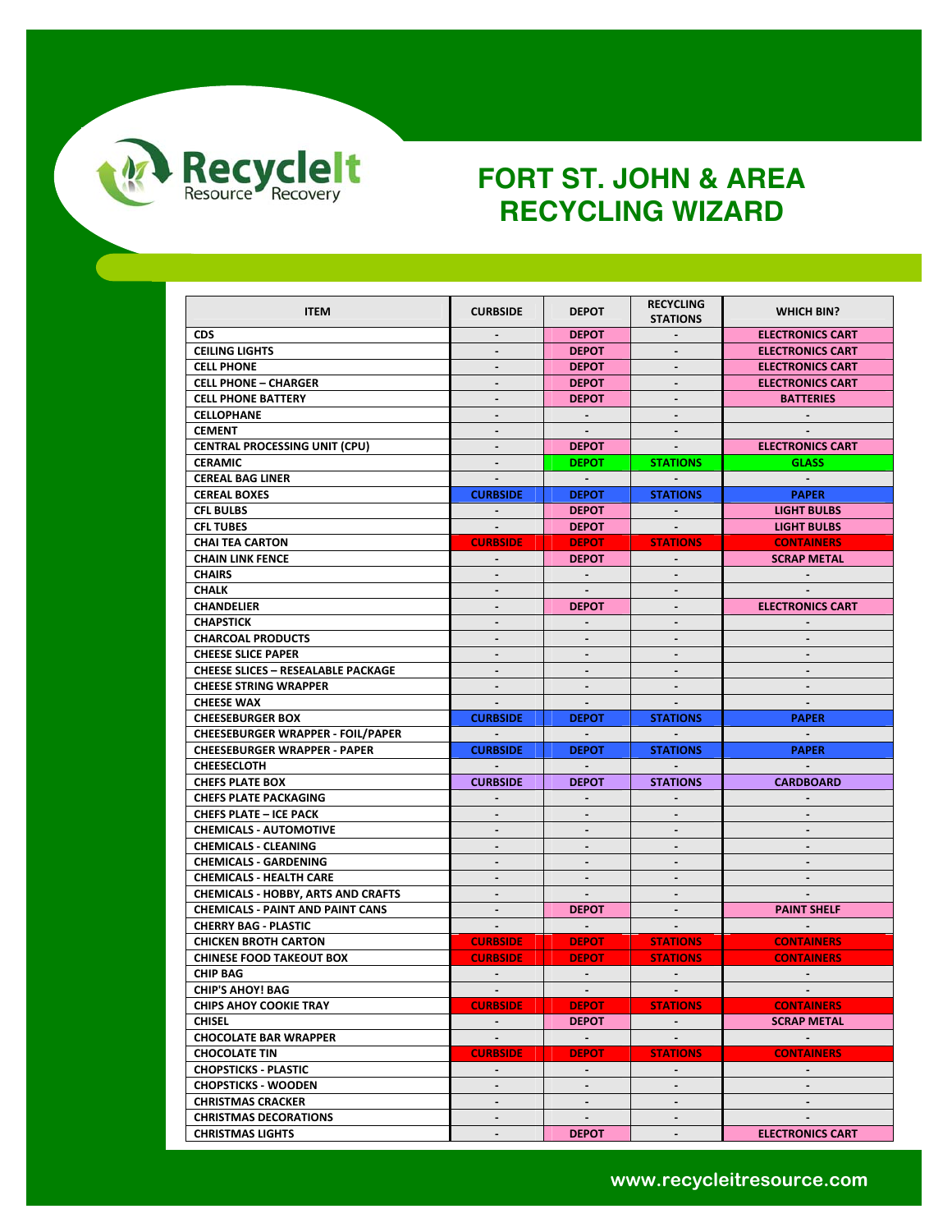# FORT ST. JOHN & AREA RECYCLING WIZARD

| ITEM | CURBSIDE | DEPOT | RECYCLING STATIONS | WHICH BIN? |
|---|---|---|---|---|
| CDS | - | DEPOT | - | ELECTRONICS CART |
| CEILING LIGHTS | - | DEPOT | - | ELECTRONICS CART |
| CELL PHONE | - | DEPOT | - | ELECTRONICS CART |
| CELL PHONE – CHARGER | - | DEPOT | - | ELECTRONICS CART |
| CELL PHONE BATTERY | - | DEPOT | - | BATTERIES |
| CELLOPHANE | - | - | - | - |
| CEMENT | - | - | - | - |
| CENTRAL PROCESSING UNIT (CPU) | - | DEPOT | - | ELECTRONICS CART |
| CERAMIC | - | DEPOT | STATIONS | GLASS |
| CEREAL BAG LINER | - | - | - | - |
| CEREAL BOXES | CURBSIDE | DEPOT | STATIONS | PAPER |
| CFL BULBS | - | DEPOT | - | LIGHT BULBS |
| CFL TUBES | - | DEPOT | - | LIGHT BULBS |
| CHAI TEA CARTON | CURBSIDE | DEPOT | STATIONS | CONTAINERS |
| CHAIN LINK FENCE | - | DEPOT | - | SCRAP METAL |
| CHAIRS | - | - | - | - |
| CHALK | - | - | - | - |
| CHANDELIER | - | DEPOT | - | ELECTRONICS CART |
| CHAPSTICK | - | - | - | - |
| CHARCOAL PRODUCTS | - | - | - | - |
| CHEESE SLICE PAPER | - | - | - | - |
| CHEESE SLICES – RESEALABLE PACKAGE | - | - | - | - |
| CHEESE STRING WRAPPER | - | - | - | - |
| CHEESE WAX | - | - | - | - |
| CHEESEBURGER BOX | CURBSIDE | DEPOT | STATIONS | PAPER |
| CHEESEBURGER WRAPPER - FOIL/PAPER | - | - | - | - |
| CHEESEBURGER WRAPPER - PAPER | CURBSIDE | DEPOT | STATIONS | PAPER |
| CHEESECLOTH | - | - | - | - |
| CHEFS PLATE BOX | CURBSIDE | DEPOT | STATIONS | CARDBOARD |
| CHEFS PLATE PACKAGING | - | - | - | - |
| CHEFS PLATE – ICE PACK | - | - | - | - |
| CHEMICALS - AUTOMOTIVE | - | - | - | - |
| CHEMICALS - CLEANING | - | - | - | - |
| CHEMICALS - GARDENING | - | - | - | - |
| CHEMICALS - HEALTH CARE | - | - | - | - |
| CHEMICALS - HOBBY, ARTS AND CRAFTS | - | - | - | - |
| CHEMICALS - PAINT AND PAINT CANS | - | DEPOT | - | PAINT SHELF |
| CHERRY BAG - PLASTIC | - | - | - | - |
| CHICKEN BROTH CARTON | CURBSIDE | DEPOT | STATIONS | CONTAINERS |
| CHINESE FOOD TAKEOUT BOX | CURBSIDE | DEPOT | STATIONS | CONTAINERS |
| CHIP BAG | - | - | - | - |
| CHIP'S AHOY! BAG | - | - | - | - |
| CHIPS AHOY COOKIE TRAY | CURBSIDE | DEPOT | STATIONS | CONTAINERS |
| CHISEL | - | DEPOT | - | SCRAP METAL |
| CHOCOLATE BAR WRAPPER | - | - | - | - |
| CHOCOLATE TIN | CURBSIDE | DEPOT | STATIONS | CONTAINERS |
| CHOPSTICKS - PLASTIC | - | - | - | - |
| CHOPSTICKS - WOODEN | - | - | - | - |
| CHRISTMAS CRACKER | - | - | - | - |
| CHRISTMAS DECORATIONS | - | - | - | - |
| CHRISTMAS LIGHTS | - | DEPOT | - | ELECTRONICS CART |

www.recycleitresource.com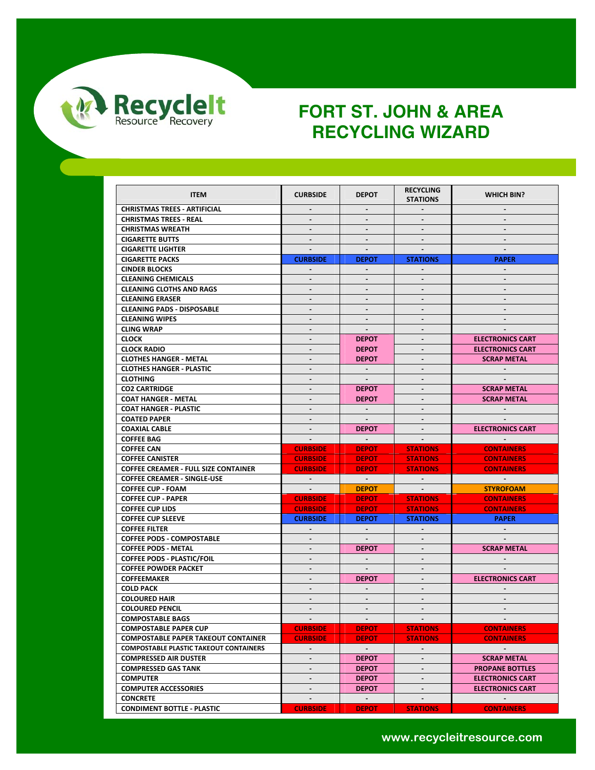# FORT ST. JOHN & AREA RECYCLING WIZARD

| ITEM | CURBSIDE | DEPOT | RECYCLING STATIONS | WHICH BIN? |
|---|---|---|---|---|
| CHRISTMAS TREES - ARTIFICIAL | - | - | - | - |
| CHRISTMAS TREES - REAL | - | - | - | - |
| CHRISTMAS WREATH | - | - | - | - |
| CIGARETTE BUTTS | - | - | - | - |
| CIGARETTE LIGHTER | - | - | - | - |
| CIGARETTE PACKS | CURBSIDE | DEPOT | STATIONS | PAPER |
| CINDER BLOCKS | - | - | - | - |
| CLEANING CHEMICALS | - | - | - | - |
| CLEANING CLOTHS AND RAGS | - | - | - | - |
| CLEANING ERASER | - | - | - | - |
| CLEANING PADS - DISPOSABLE | - | - | - | - |
| CLEANING WIPES | - | - | - | - |
| CLING WRAP | - | - | - | - |
| CLOCK | - | DEPOT | - | ELECTRONICS CART |
| CLOCK RADIO | - | DEPOT | - | ELECTRONICS CART |
| CLOTHES HANGER - METAL | - | DEPOT | - | SCRAP METAL |
| CLOTHES HANGER - PLASTIC | - | - | - | - |
| CLOTHING | - | - | - | - |
| CO2 CARTRIDGE | - | DEPOT | - | SCRAP METAL |
| COAT HANGER - METAL | - | DEPOT | - | SCRAP METAL |
| COAT HANGER - PLASTIC | - | - | - | - |
| COATED PAPER | - | - | - | - |
| COAXIAL CABLE | - | DEPOT | - | ELECTRONICS CART |
| COFFEE BAG | - | - | - | - |
| COFFEE CAN | CURBSIDE | DEPOT | STATIONS | CONTAINERS |
| COFFEE CANISTER | CURBSIDE | DEPOT | STATIONS | CONTAINERS |
| COFFEE CREAMER - FULL SIZE CONTAINER | CURBSIDE | DEPOT | STATIONS | CONTAINERS |
| COFFEE CREAMER - SINGLE-USE | - | - | - | - |
| COFFEE CUP - FOAM | - | DEPOT | - | STYROFOAM |
| COFFEE CUP - PAPER | CURBSIDE | DEPOT | STATIONS | CONTAINERS |
| COFFEE CUP LIDS | CURBSIDE | DEPOT | STATIONS | CONTAINERS |
| COFFEE CUP SLEEVE | CURBSIDE | DEPOT | STATIONS | PAPER |
| COFFEE FILTER | - | - | - | - |
| COFFEE PODS - COMPOSTABLE | - | - | - | - |
| COFFEE PODS - METAL | - | DEPOT | - | SCRAP METAL |
| COFFEE PODS - PLASTIC/FOIL | - | - | - | - |
| COFFEE POWDER PACKET | - | - | - | - |
| COFFEEMAKER | - | DEPOT | - | ELECTRONICS CART |
| COLD PACK | - | - | - | - |
| COLOURED HAIR | - | - | - | - |
| COLOURED PENCIL | - | - | - | - |
| COMPOSTABLE BAGS | - | - | - | - |
| COMPOSTABLE PAPER CUP | CURBSIDE | DEPOT | STATIONS | CONTAINERS |
| COMPOSTABLE PAPER TAKEOUT CONTAINER | CURBSIDE | DEPOT | STATIONS | CONTAINERS |
| COMPOSTABLE PLASTIC TAKEOUT CONTAINERS | - | - | - | - |
| COMPRESSED AIR DUSTER | - | DEPOT | - | SCRAP METAL |
| COMPRESSED GAS TANK | - | DEPOT | - | PROPANE BOTTLES |
| COMPUTER | - | DEPOT | - | ELECTRONICS CART |
| COMPUTER ACCESSORIES | - | DEPOT | - | ELECTRONICS CART |
| CONCRETE | - | - | - | - |
| CONDIMENT BOTTLE - PLASTIC | CURBSIDE | DEPOT | STATIONS | CONTAINERS |

www.recycleitresource.com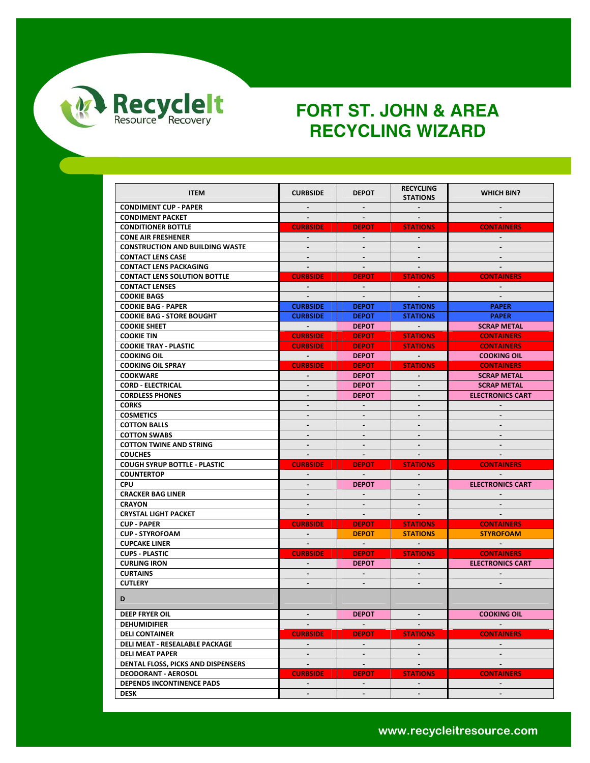# FORT ST. JOHN & AREA RECYCLING WIZARD

| ITEM | CURBSIDE | DEPOT | RECYCLING STATIONS | WHICH BIN? |
|---|---|---|---|---|
| CONDIMENT CUP - PAPER | - | - | - | - |
| CONDIMENT PACKET | - | - | - | - |
| CONDITIONER BOTTLE | CURBSIDE | DEPOT | STATIONS | CONTAINERS |
| CONE AIR FRESHENER | - | - | - | - |
| CONSTRUCTION AND BUILDING WASTE | - | - | - | - |
| CONTACT LENS CASE | - | - | - | - |
| CONTACT LENS PACKAGING | - | - | - | - |
| CONTACT LENS SOLUTION BOTTLE | CURBSIDE | DEPOT | STATIONS | CONTAINERS |
| CONTACT LENSES | - | - | - | - |
| COOKIE BAGS | - | - | - | - |
| COOKIE BAG - PAPER | CURBSIDE | DEPOT | STATIONS | PAPER |
| COOKIE BAG - STORE BOUGHT | CURBSIDE | DEPOT | STATIONS | PAPER |
| COOKIE SHEET | - | DEPOT | - | SCRAP METAL |
| COOKIE TIN | CURBSIDE | DEPOT | STATIONS | CONTAINERS |
| COOKIE TRAY - PLASTIC | CURBSIDE | DEPOT | STATIONS | CONTAINERS |
| COOKING OIL | - | DEPOT | - | COOKING OIL |
| COOKING OIL SPRAY | CURBSIDE | DEPOT | STATIONS | CONTAINERS |
| COOKWARE | - | DEPOT | - | SCRAP METAL |
| CORD - ELECTRICAL | - | DEPOT | - | SCRAP METAL |
| CORDLESS PHONES | - | DEPOT | - | ELECTRONICS CART |
| CORKS | - | - | - | - |
| COSMETICS | - | - | - | - |
| COTTON BALLS | - | - | - | - |
| COTTON SWABS | - | - | - | - |
| COTTON TWINE AND STRING | - | - | - | - |
| COUCHES | - | - | - | - |
| COUGH SYRUP BOTTLE - PLASTIC | CURBSIDE | DEPOT | STATIONS | CONTAINERS |
| COUNTERTOP | - | - | - | - |
| CPU | - | DEPOT | - | ELECTRONICS CART |
| CRACKER BAG LINER | - | - | - | - |
| CRAYON | - | - | - | - |
| CRYSTAL LIGHT PACKET | - | - | - | - |
| CUP - PAPER | CURBSIDE | DEPOT | STATIONS | CONTAINERS |
| CUP - STYROFOAM | - | DEPOT | STATIONS | STYROFOAM |
| CUPCAKE LINER | - | - | - | - |
| CUPS - PLASTIC | CURBSIDE | DEPOT | STATIONS | CONTAINERS |
| CURLING IRON | - | DEPOT | - | ELECTRONICS CART |
| CURTAINS | - | - | - | - |
| CUTLERY | - | - | - | - |
| **D** | | | | |
| DEEP FRYER OIL | - | DEPOT | - | COOKING OIL |
| DEHUMIDIFIER | - | - | - | - |
| DELI CONTAINER | CURBSIDE | DEPOT | STATIONS | CONTAINERS |
| DELI MEAT - RESEALABLE PACKAGE | - | - | - | - |
| DELI MEAT PAPER | - | - | - | - |
| DENTAL FLOSS, PICKS AND DISPENSERS | - | - | - | - |
| DEODORANT - AEROSOL | CURBSIDE | DEPOT | STATIONS | CONTAINERS |
| DEPENDS INCONTINENCE PADS | - | - | - | - |
| DESK | - | - | - | - |

www.recycleitresource.com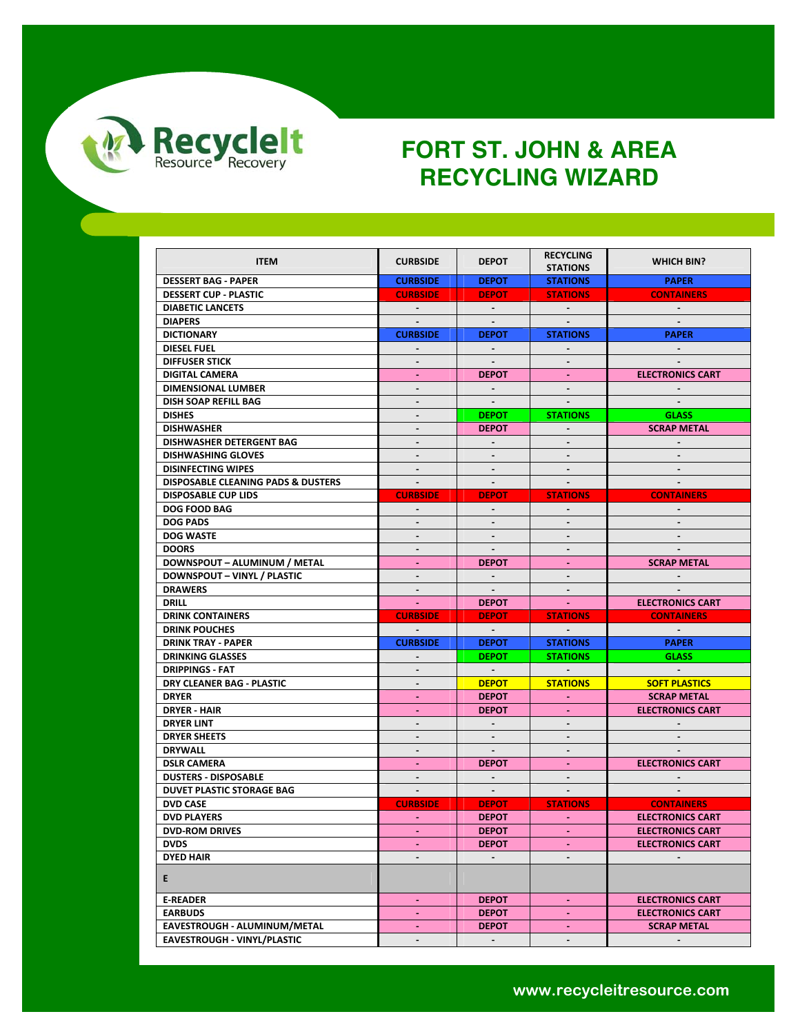# FORT ST. JOHN & AREA RECYCLING WIZARD

| ITEM | CURBSIDE | DEPOT | RECYCLING STATIONS | WHICH BIN? |
|---|---|---|---|---|
| DESSERT BAG - PAPER | CURBSIDE | DEPOT | STATIONS | PAPER |
| DESSERT CUP - PLASTIC | CURBSIDE | DEPOT | STATIONS | CONTAINERS |
| DIABETIC LANCETS | - | - | - | - |
| DIAPERS | - | - | - | - |
| DICTIONARY | CURBSIDE | DEPOT | STATIONS | PAPER |
| DIESEL FUEL | - | - | - | - |
| DIFFUSER STICK | - | - | - | - |
| DIGITAL CAMERA | - | DEPOT | - | ELECTRONICS CART |
| DIMENSIONAL LUMBER | - | - | - | - |
| DISH SOAP REFILL BAG | - | - | - | - |
| DISHES | - | DEPOT | STATIONS | GLASS |
| DISHWASHER | - | DEPOT | - | SCRAP METAL |
| DISHWASHER DETERGENT BAG | - | - | - | - |
| DISHWASHING GLOVES | - | - | - | - |
| DISINFECTING WIPES | - | - | - | - |
| DISPOSABLE CLEANING PADS & DUSTERS | - | - | - | - |
| DISPOSABLE CUP LIDS | CURBSIDE | DEPOT | STATIONS | CONTAINERS |
| DOG FOOD BAG | - | - | - | - |
| DOG PADS | - | - | - | - |
| DOG WASTE | - | - | - | - |
| DOORS | - | - | - | - |
| DOWNSPOUT – ALUMINUM / METAL | - | DEPOT | - | SCRAP METAL |
| DOWNSPOUT – VINYL / PLASTIC | - | - | - | - |
| DRAWERS | - | - | - | - |
| DRILL | - | DEPOT | - | ELECTRONICS CART |
| DRINK CONTAINERS | CURBSIDE | DEPOT | STATIONS | CONTAINERS |
| DRINK POUCHES | - | - | - | - |
| DRINK TRAY - PAPER | CURBSIDE | DEPOT | STATIONS | PAPER |
| DRINKING GLASSES | - | DEPOT | STATIONS | GLASS |
| DRIPPINGS - FAT | - | - | - | - |
| DRY CLEANER BAG - PLASTIC | - | DEPOT | STATIONS | SOFT PLASTICS |
| DRYER | - | DEPOT | - | SCRAP METAL |
| DRYER - HAIR | - | DEPOT | - | ELECTRONICS CART |
| DRYER LINT | - | - | - | - |
| DRYER SHEETS | - | - | - | - |
| DRYWALL | - | - | - | - |
| DSLR CAMERA | - | DEPOT | - | ELECTRONICS CART |
| DUSTERS - DISPOSABLE | - | - | - | - |
| DUVET PLASTIC STORAGE BAG | - | - | - | - |
| DVD CASE | CURBSIDE | DEPOT | STATIONS | CONTAINERS |
| DVD PLAYERS | - | DEPOT | - | ELECTRONICS CART |
| DVD-ROM DRIVES | - | DEPOT | - | ELECTRONICS CART |
| DVDS | - | DEPOT | - | ELECTRONICS CART |
| DYED HAIR | - | - | - | - |
| **E** | | | | |
| E-READER | - | DEPOT | - | ELECTRONICS CART |
| EARBUDS | - | DEPOT | - | ELECTRONICS CART |
| EAVESTROUGH - ALUMINUM/METAL | - | DEPOT | - | SCRAP METAL |
| EAVESTROUGH - VINYL/PLASTIC | - | - | - | - |

www.recycleitresource.com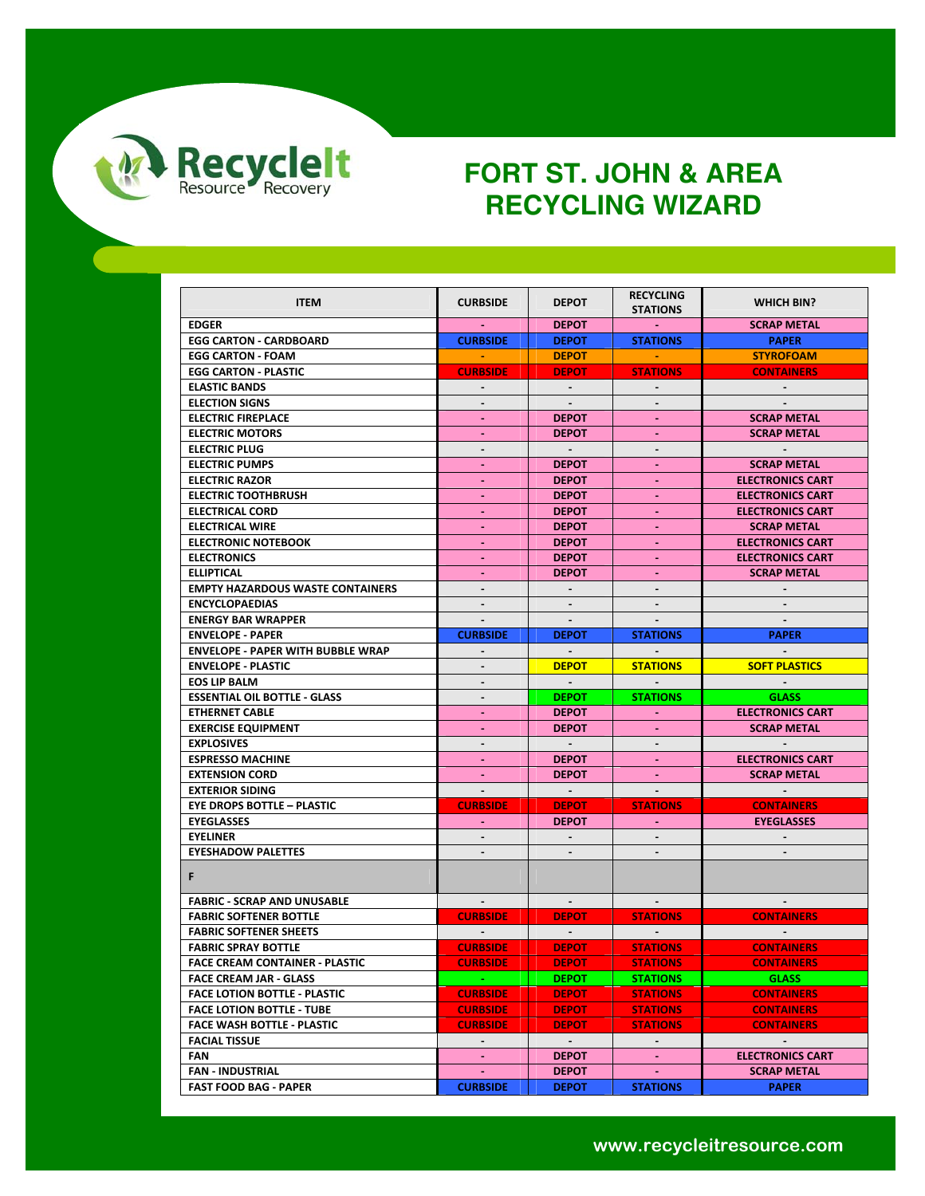RecycleIt Resource Recovery

# FORT ST. JOHN & AREA RECYCLING WIZARD

| ITEM | CURBSIDE | DEPOT | RECYCLING STATIONS | WHICH BIN? |
|---|---|---|---|---|
| EDGER | - | DEPOT | - | SCRAP METAL |
| EGG CARTON - CARDBOARD | CURBSIDE | DEPOT | STATIONS | PAPER |
| EGG CARTON - FOAM | - | DEPOT | - | STYROFOAM |
| EGG CARTON - PLASTIC | CURBSIDE | DEPOT | STATIONS | CONTAINERS |
| ELASTIC BANDS | - | - | - | - |
| ELECTION SIGNS | - | - | - | - |
| ELECTRIC FIREPLACE | - | DEPOT | - | SCRAP METAL |
| ELECTRIC MOTORS | - | DEPOT | - | SCRAP METAL |
| ELECTRIC PLUG | - | - | - | - |
| ELECTRIC PUMPS | - | DEPOT | - | SCRAP METAL |
| ELECTRIC RAZOR | - | DEPOT | - | ELECTRONICS CART |
| ELECTRIC TOOTHBRUSH | - | DEPOT | - | ELECTRONICS CART |
| ELECTRICAL CORD | - | DEPOT | - | ELECTRONICS CART |
| ELECTRICAL WIRE | - | DEPOT | - | SCRAP METAL |
| ELECTRONIC NOTEBOOK | - | DEPOT | - | ELECTRONICS CART |
| ELECTRONICS | - | DEPOT | - | ELECTRONICS CART |
| ELLIPTICAL | - | DEPOT | - | SCRAP METAL |
| EMPTY HAZARDOUS WASTE CONTAINERS | - | - | - | - |
| ENCYCLOPAEDIAS | - | - | - | - |
| ENERGY BAR WRAPPER | - | - | - | - |
| ENVELOPE - PAPER | CURBSIDE | DEPOT | STATIONS | PAPER |
| ENVELOPE - PAPER WITH BUBBLE WRAP | - | - | - | - |
| ENVELOPE - PLASTIC | - | DEPOT | STATIONS | SOFT PLASTICS |
| EOS LIP BALM | - | - | - | - |
| ESSENTIAL OIL BOTTLE - GLASS | - | DEPOT | STATIONS | GLASS |
| ETHERNET CABLE | - | DEPOT | - | ELECTRONICS CART |
| EXERCISE EQUIPMENT | - | DEPOT | - | SCRAP METAL |
| EXPLOSIVES | - | - | - | - |
| ESPRESSO MACHINE | - | DEPOT | - | ELECTRONICS CART |
| EXTENSION CORD | - | DEPOT | - | SCRAP METAL |
| EXTERIOR SIDING | - | - | - | - |
| EYE DROPS BOTTLE – PLASTIC | CURBSIDE | DEPOT | STATIONS | CONTAINERS |
| EYEGLASSES | - | DEPOT | - | EYEGLASSES |
| EYELINER | - | - | - | - |
| EYESHADOW PALETTES | - | - | - | - |
| **F** | | | | |
| FABRIC - SCRAP AND UNUSABLE | - | - | - | - |
| FABRIC SOFTENER BOTTLE | CURBSIDE | DEPOT | STATIONS | CONTAINERS |
| FABRIC SOFTENER SHEETS | - | - | - | - |
| FABRIC SPRAY BOTTLE | CURBSIDE | DEPOT | STATIONS | CONTAINERS |
| FACE CREAM CONTAINER - PLASTIC | CURBSIDE | DEPOT | STATIONS | CONTAINERS |
| FACE CREAM JAR - GLASS | - | DEPOT | STATIONS | GLASS |
| FACE LOTION BOTTLE - PLASTIC | CURBSIDE | DEPOT | STATIONS | CONTAINERS |
| FACE LOTION BOTTLE - TUBE | CURBSIDE | DEPOT | STATIONS | CONTAINERS |
| FACE WASH BOTTLE - PLASTIC | CURBSIDE | DEPOT | STATIONS | CONTAINERS |
| FACIAL TISSUE | - | - | - | - |
| FAN | - | DEPOT | - | ELECTRONICS CART |
| FAN - INDUSTRIAL | - | DEPOT | - | SCRAP METAL |
| FAST FOOD BAG - PAPER | CURBSIDE | DEPOT | STATIONS | PAPER |

www.recycleitresource.com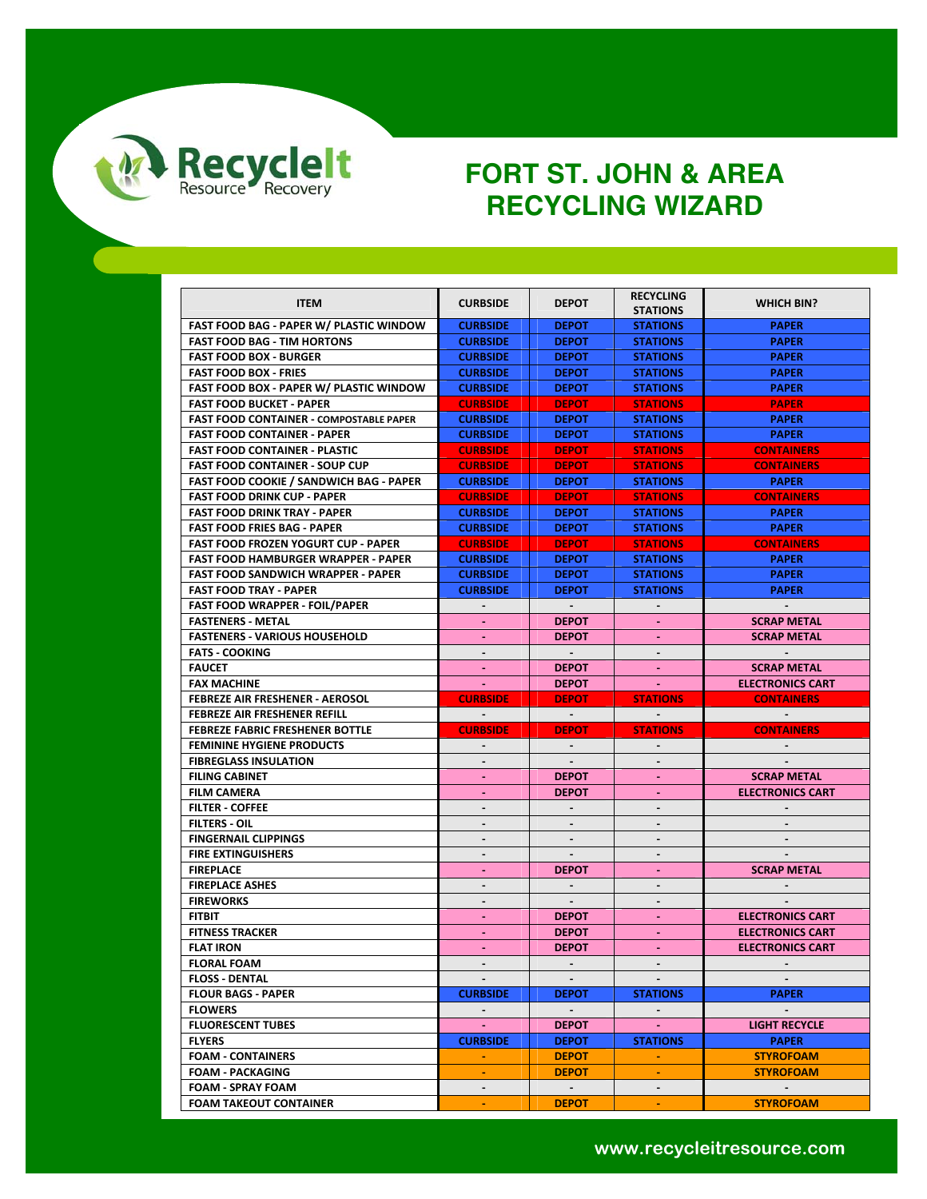# FORT ST. JOHN & AREA RECYCLING WIZARD

| ITEM | CURBSIDE | DEPOT | RECYCLING STATIONS | WHICH BIN? |
|---|---|---|---|---|
| FAST FOOD BAG - PAPER W/ PLASTIC WINDOW | CURBSIDE | DEPOT | STATIONS | PAPER |
| FAST FOOD BAG - TIM HORTONS | CURBSIDE | DEPOT | STATIONS | PAPER |
| FAST FOOD BOX - BURGER | CURBSIDE | DEPOT | STATIONS | PAPER |
| FAST FOOD BOX - FRIES | CURBSIDE | DEPOT | STATIONS | PAPER |
| FAST FOOD BOX - PAPER W/ PLASTIC WINDOW | CURBSIDE | DEPOT | STATIONS | PAPER |
| FAST FOOD BUCKET - PAPER | CURBSIDE | DEPOT | STATIONS | PAPER |
| FAST FOOD CONTAINER - COMPOSTABLE PAPER | CURBSIDE | DEPOT | STATIONS | PAPER |
| FAST FOOD CONTAINER - PAPER | CURBSIDE | DEPOT | STATIONS | PAPER |
| FAST FOOD CONTAINER - PLASTIC | CURBSIDE | DEPOT | STATIONS | CONTAINERS |
| FAST FOOD CONTAINER - SOUP CUP | CURBSIDE | DEPOT | STATIONS | CONTAINERS |
| FAST FOOD COOKIE / SANDWICH BAG - PAPER | CURBSIDE | DEPOT | STATIONS | PAPER |
| FAST FOOD DRINK CUP - PAPER | CURBSIDE | DEPOT | STATIONS | CONTAINERS |
| FAST FOOD DRINK TRAY - PAPER | CURBSIDE | DEPOT | STATIONS | PAPER |
| FAST FOOD FRIES BAG - PAPER | CURBSIDE | DEPOT | STATIONS | PAPER |
| FAST FOOD FROZEN YOGURT CUP - PAPER | CURBSIDE | DEPOT | STATIONS | CONTAINERS |
| FAST FOOD HAMBURGER WRAPPER - PAPER | CURBSIDE | DEPOT | STATIONS | PAPER |
| FAST FOOD SANDWICH WRAPPER - PAPER | CURBSIDE | DEPOT | STATIONS | PAPER |
| FAST FOOD TRAY - PAPER | CURBSIDE | DEPOT | STATIONS | PAPER |
| FAST FOOD WRAPPER - FOIL/PAPER | - | - | - | - |
| FASTENERS - METAL | - | DEPOT | - | SCRAP METAL |
| FASTENERS - VARIOUS HOUSEHOLD | - | DEPOT | - | SCRAP METAL |
| FATS - COOKING | - | - | - | - |
| FAUCET | - | DEPOT | - | SCRAP METAL |
| FAX MACHINE | - | DEPOT | - | ELECTRONICS CART |
| FEBREZE AIR FRESHENER - AEROSOL | CURBSIDE | DEPOT | STATIONS | CONTAINERS |
| FEBREZE AIR FRESHENER REFILL | - | - | - | - |
| FEBREZE FABRIC FRESHENER BOTTLE | CURBSIDE | DEPOT | STATIONS | CONTAINERS |
| FEMININE HYGIENE PRODUCTS | - | - | - | - |
| FIBREGLASS INSULATION | - | - | - | - |
| FILING CABINET | - | DEPOT | - | SCRAP METAL |
| FILM CAMERA | - | DEPOT | - | ELECTRONICS CART |
| FILTER - COFFEE | - | - | - | - |
| FILTERS - OIL | - | - | - | - |
| FINGERNAIL CLIPPINGS | - | - | - | - |
| FIRE EXTINGUISHERS | - | - | - | - |
| FIREPLACE | - | DEPOT | - | SCRAP METAL |
| FIREPLACE ASHES | - | - | - | - |
| FIREWORKS | - | - | - | - |
| FITBIT | - | DEPOT | - | ELECTRONICS CART |
| FITNESS TRACKER | - | DEPOT | - | ELECTRONICS CART |
| FLAT IRON | - | DEPOT | - | ELECTRONICS CART |
| FLORAL FOAM | - | - | - | - |
| FLOSS - DENTAL | - | - | - | - |
| FLOUR BAGS - PAPER | CURBSIDE | DEPOT | STATIONS | PAPER |
| FLOWERS | - | - | - | - |
| FLUORESCENT TUBES | - | DEPOT | - | LIGHT RECYCLE |
| FLYERS | CURBSIDE | DEPOT | STATIONS | PAPER |
| FOAM - CONTAINERS | - | DEPOT | - | STYROFOAM |
| FOAM - PACKAGING | - | DEPOT | - | STYROFOAM |
| FOAM - SPRAY FOAM | - | - | - | - |
| FOAM TAKEOUT CONTAINER | - | DEPOT | - | STYROFOAM |

www.recycleitresource.com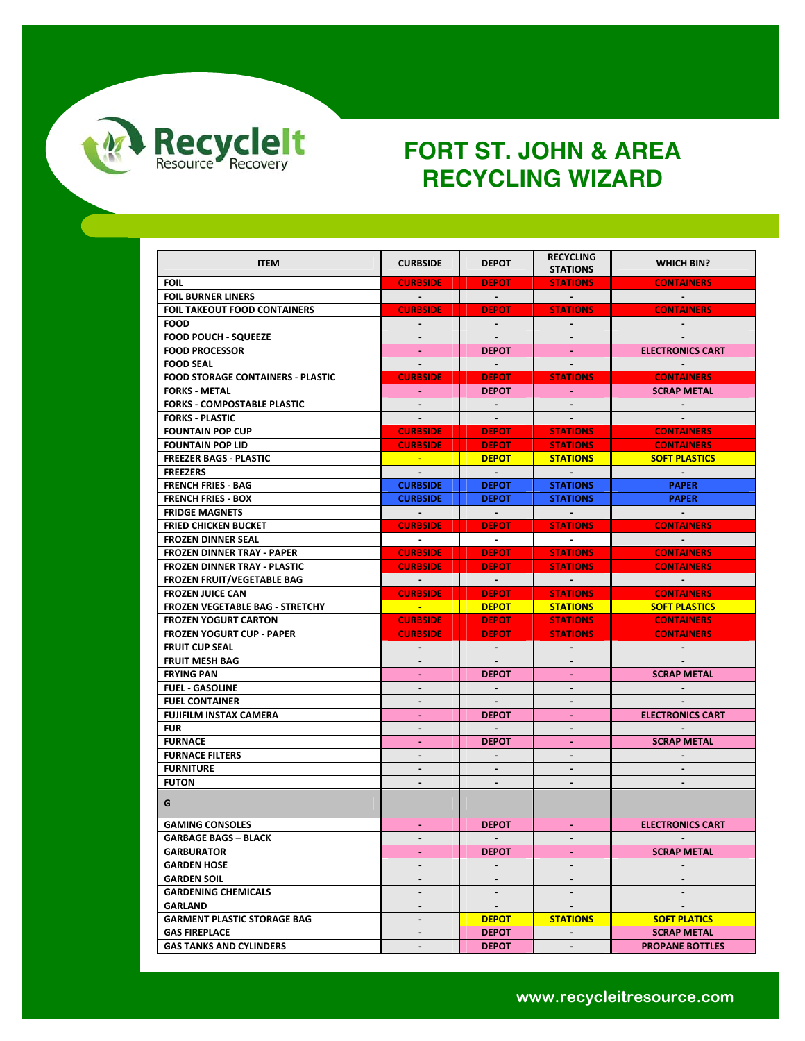# FORT ST. JOHN & AREA RECYCLING WIZARD

| ITEM | CURBSIDE | DEPOT | RECYCLING STATIONS | WHICH BIN? |
|---|---|---|---|---|
| FOIL | CURBSIDE | DEPOT | STATIONS | CONTAINERS |
| FOIL BURNER LINERS | - | - | - | - |
| FOIL TAKEOUT FOOD CONTAINERS | CURBSIDE | DEPOT | STATIONS | CONTAINERS |
| FOOD | - | - | - | - |
| FOOD POUCH - SQUEEZE | - | - | - | - |
| FOOD PROCESSOR | - | DEPOT | - | ELECTRONICS CART |
| FOOD SEAL | - | - | - | - |
| FOOD STORAGE CONTAINERS - PLASTIC | CURBSIDE | DEPOT | STATIONS | CONTAINERS |
| FORKS - METAL | - | DEPOT | - | SCRAP METAL |
| FORKS - COMPOSTABLE PLASTIC | - | - | - | - |
| FORKS - PLASTIC | - | - | - | - |
| FOUNTAIN POP CUP | CURBSIDE | DEPOT | STATIONS | CONTAINERS |
| FOUNTAIN POP LID | CURBSIDE | DEPOT | STATIONS | CONTAINERS |
| FREEZER BAGS - PLASTIC | - | DEPOT | STATIONS | SOFT PLASTICS |
| FREEZERS | - | - | - | - |
| FRENCH FRIES - BAG | CURBSIDE | DEPOT | STATIONS | PAPER |
| FRENCH FRIES - BOX | CURBSIDE | DEPOT | STATIONS | PAPER |
| FRIDGE MAGNETS | - | - | - | - |
| FRIED CHICKEN BUCKET | CURBSIDE | DEPOT | STATIONS | CONTAINERS |
| FROZEN DINNER SEAL | - | - | - | - |
| FROZEN DINNER TRAY - PAPER | CURBSIDE | DEPOT | STATIONS | CONTAINERS |
| FROZEN DINNER TRAY - PLASTIC | CURBSIDE | DEPOT | STATIONS | CONTAINERS |
| FROZEN FRUIT/VEGETABLE BAG | - | - | - | - |
| FROZEN JUICE CAN | CURBSIDE | DEPOT | STATIONS | CONTAINERS |
| FROZEN VEGETABLE BAG - STRETCHY | - | DEPOT | STATIONS | SOFT PLASTICS |
| FROZEN YOGURT CARTON | CURBSIDE | DEPOT | STATIONS | CONTAINERS |
| FROZEN YOGURT CUP - PAPER | CURBSIDE | DEPOT | STATIONS | CONTAINERS |
| FRUIT CUP SEAL | - | - | - | - |
| FRUIT MESH BAG | - | - | - | - |
| FRYING PAN | - | DEPOT | - | SCRAP METAL |
| FUEL - GASOLINE | - | - | - | - |
| FUEL CONTAINER | - | - | - | - |
| FUJIFILM INSTAX CAMERA | - | DEPOT | - | ELECTRONICS CART |
| FUR | - | - | - | - |
| FURNACE | - | DEPOT | - | SCRAP METAL |
| FURNACE FILTERS | - | - | - | - |
| FURNITURE | - | - | - | - |
| FUTON | - | - | - | - |
| **G** | | | | |
| GAMING CONSOLES | - | DEPOT | - | ELECTRONICS CART |
| GARBAGE BAGS – BLACK | - | - | - | - |
| GARBURATOR | - | DEPOT | - | SCRAP METAL |
| GARDEN HOSE | - | - | - | - |
| GARDEN SOIL | - | - | - | - |
| GARDENING CHEMICALS | - | - | - | - |
| GARLAND | - | - | - | - |
| GARMENT PLASTIC STORAGE BAG | - | DEPOT | STATIONS | SOFT PLATICS |
| GAS FIREPLACE | - | DEPOT | - | SCRAP METAL |
| GAS TANKS AND CYLINDERS | - | DEPOT | - | PROPANE BOTTLES |

www.recycleitresource.com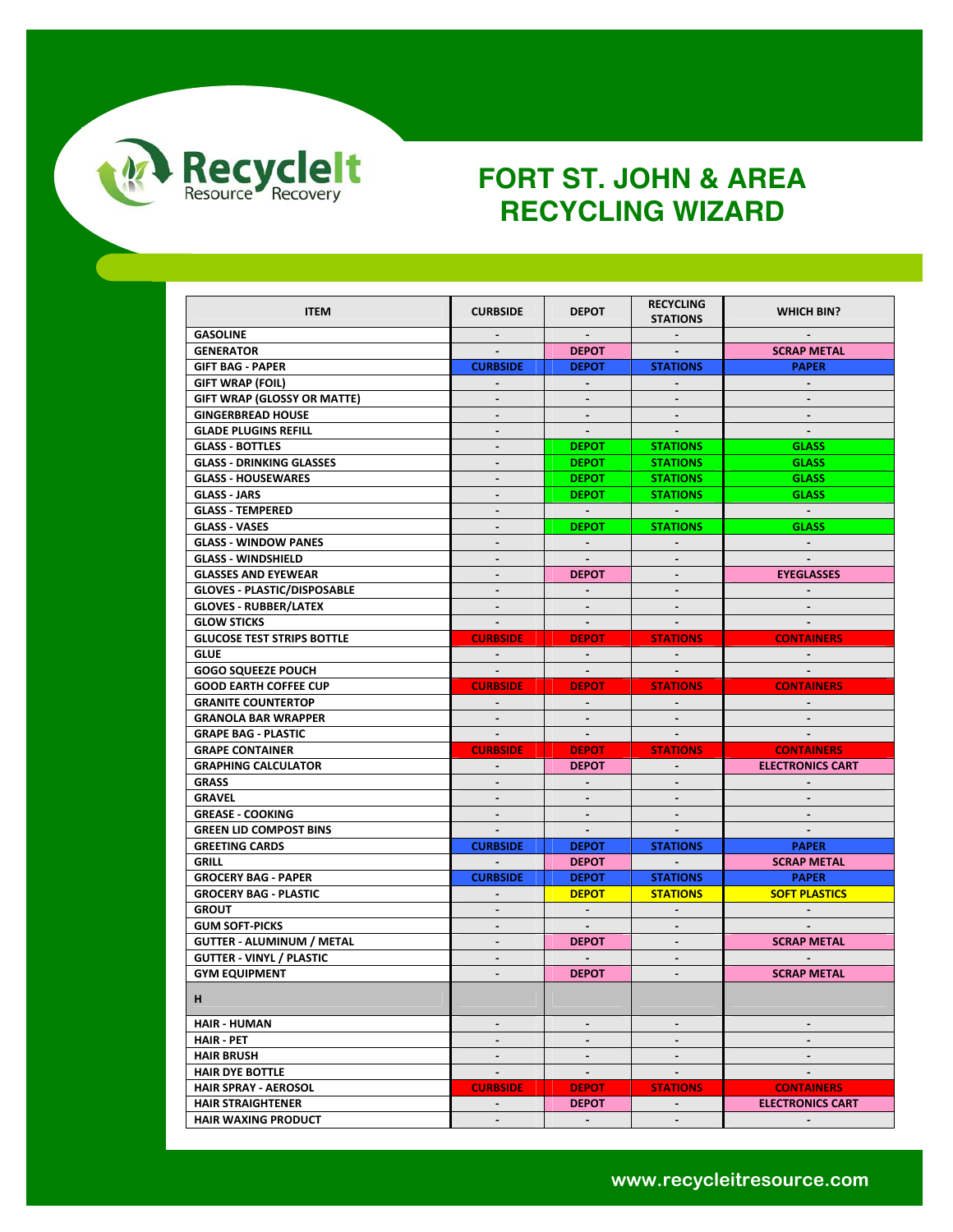# FORT ST. JOHN & AREA RECYCLING WIZARD

| ITEM | CURBSIDE | DEPOT | RECYCLING STATIONS | WHICH BIN? |
|---|---|---|---|---|
| GASOLINE | - | - | - | - |
| GENERATOR | - | DEPOT | - | SCRAP METAL |
| GIFT BAG - PAPER | CURBSIDE | DEPOT | STATIONS | PAPER |
| GIFT WRAP (FOIL) | - | - | - | - |
| GIFT WRAP (GLOSSY OR MATTE) | - | - | - | - |
| GINGERBREAD HOUSE | - | - | - | - |
| GLADE PLUGINS REFILL | - | - | - | - |
| GLASS - BOTTLES | - | DEPOT | STATIONS | GLASS |
| GLASS - DRINKING GLASSES | - | DEPOT | STATIONS | GLASS |
| GLASS - HOUSEWARES | - | DEPOT | STATIONS | GLASS |
| GLASS - JARS | - | DEPOT | STATIONS | GLASS |
| GLASS - TEMPERED | - | - | - | - |
| GLASS - VASES | - | DEPOT | STATIONS | GLASS |
| GLASS - WINDOW PANES | - | - | - | - |
| GLASS - WINDSHIELD | - | - | - | - |
| GLASSES AND EYEWEAR | - | DEPOT | - | EYEGLASSES |
| GLOVES - PLASTIC/DISPOSABLE | - | - | - | - |
| GLOVES - RUBBER/LATEX | - | - | - | - |
| GLOW STICKS | - | - | - | - |
| GLUCOSE TEST STRIPS BOTTLE | CURBSIDE | DEPOT | STATIONS | CONTAINERS |
| GLUE | - | - | - | - |
| GOGO SQUEEZE POUCH | - | - | - | - |
| GOOD EARTH COFFEE CUP | CURBSIDE | DEPOT | STATIONS | CONTAINERS |
| GRANITE COUNTERTOP | - | - | - | - |
| GRANOLA BAR WRAPPER | - | - | - | - |
| GRAPE BAG - PLASTIC | - | - | - | - |
| GRAPE CONTAINER | CURBSIDE | DEPOT | STATIONS | CONTAINERS |
| GRAPHING CALCULATOR | - | DEPOT | - | ELECTRONICS CART |
| GRASS | - | - | - | - |
| GRAVEL | - | - | - | - |
| GREASE - COOKING | - | - | - | - |
| GREEN LID COMPOST BINS | - | - | - | - |
| GREETING CARDS | CURBSIDE | DEPOT | STATIONS | PAPER |
| GRILL | - | DEPOT | - | SCRAP METAL |
| GROCERY BAG - PAPER | CURBSIDE | DEPOT | STATIONS | PAPER |
| GROCERY BAG - PLASTIC | - | DEPOT | STATIONS | SOFT PLASTICS |
| GROUT | - | - | - | - |
| GUM SOFT-PICKS | - | - | - | - |
| GUTTER - ALUMINUM / METAL | - | DEPOT | - | SCRAP METAL |
| GUTTER - VINYL / PLASTIC | - | - | - | - |
| GYM EQUIPMENT | - | DEPOT | - | SCRAP METAL |
| H | | | | |
| HAIR - HUMAN | - | - | - | - |
| HAIR - PET | - | - | - | - |
| HAIR BRUSH | - | - | - | - |
| HAIR DYE BOTTLE | - | - | - | - |
| HAIR SPRAY - AEROSOL | CURBSIDE | DEPOT | STATIONS | CONTAINERS |
| HAIR STRAIGHTENER | - | DEPOT | - | ELECTRONICS CART |
| HAIR WAXING PRODUCT | - | - | - | - |

www.recycleitresource.com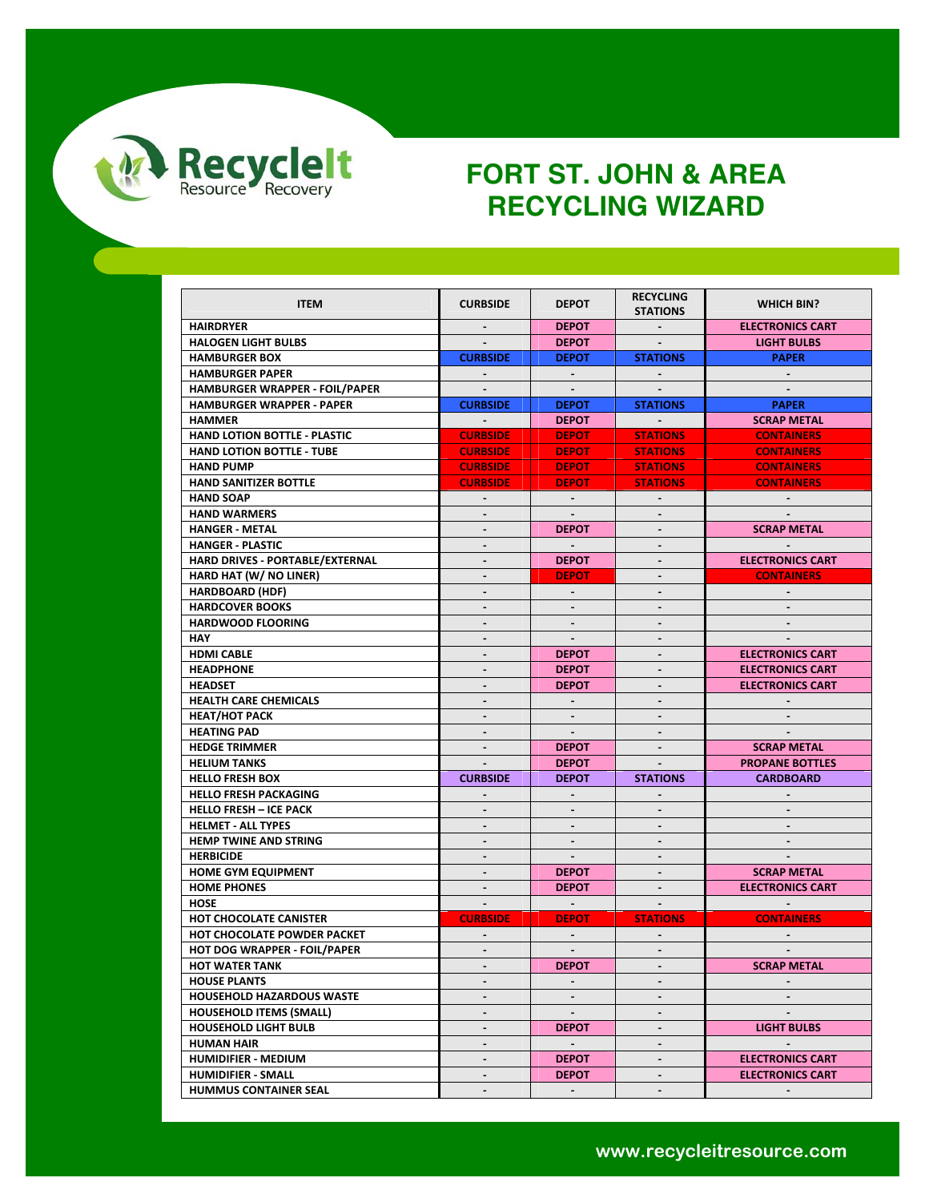# FORT ST. JOHN & AREA RECYCLING WIZARD

RecycleIt Resource Recovery

| ITEM | CURBSIDE | DEPOT | RECYCLING STATIONS | WHICH BIN? |
|---|---|---|---|---|
| HAIRDRYER | - | DEPOT | - | ELECTRONICS CART |
| HALOGEN LIGHT BULBS | - | DEPOT | - | LIGHT BULBS |
| HAMBURGER BOX | CURBSIDE | DEPOT | STATIONS | PAPER |
| HAMBURGER PAPER | - | - | - | - |
| HAMBURGER WRAPPER - FOIL/PAPER | - | - | - | - |
| HAMBURGER WRAPPER - PAPER | CURBSIDE | DEPOT | STATIONS | PAPER |
| HAMMER | - | DEPOT | - | SCRAP METAL |
| HAND LOTION BOTTLE - PLASTIC | CURBSIDE | DEPOT | STATIONS | CONTAINERS |
| HAND LOTION BOTTLE - TUBE | CURBSIDE | DEPOT | STATIONS | CONTAINERS |
| HAND PUMP | CURBSIDE | DEPOT | STATIONS | CONTAINERS |
| HAND SANITIZER BOTTLE | CURBSIDE | DEPOT | STATIONS | CONTAINERS |
| HAND SOAP | - | - | - | - |
| HAND WARMERS | - | - | - | - |
| HANGER - METAL | - | DEPOT | - | SCRAP METAL |
| HANGER - PLASTIC | - | - | - | - |
| HARD DRIVES - PORTABLE/EXTERNAL | - | DEPOT | - | ELECTRONICS CART |
| HARD HAT (W/ NO LINER) | - | DEPOT | - | CONTAINERS |
| HARDBOARD (HDF) | - | - | - | - |
| HARDCOVER BOOKS | - | - | - | - |
| HARDWOOD FLOORING | - | - | - | - |
| HAY | - | - | - | - |
| HDMI CABLE | - | DEPOT | - | ELECTRONICS CART |
| HEADPHONE | - | DEPOT | - | ELECTRONICS CART |
| HEADSET | - | DEPOT | - | ELECTRONICS CART |
| HEALTH CARE CHEMICALS | - | - | - | - |
| HEAT/HOT PACK | - | - | - | - |
| HEATING PAD | - | - | - | - |
| HEDGE TRIMMER | - | DEPOT | - | SCRAP METAL |
| HELIUM TANKS | - | DEPOT | - | PROPANE BOTTLES |
| HELLO FRESH BOX | CURBSIDE | DEPOT | STATIONS | CARDBOARD |
| HELLO FRESH PACKAGING | - | - | - | - |
| HELLO FRESH – ICE PACK | - | - | - | - |
| HELMET - ALL TYPES | - | - | - | - |
| HEMP TWINE AND STRING | - | - | - | - |
| HERBICIDE | - | - | - | - |
| HOME GYM EQUIPMENT | - | DEPOT | - | SCRAP METAL |
| HOME PHONES | - | DEPOT | - | ELECTRONICS CART |
| HOSE | - | - | - | - |
| HOT CHOCOLATE CANISTER | CURBSIDE | DEPOT | STATIONS | CONTAINERS |
| HOT CHOCOLATE POWDER PACKET | - | - | - | - |
| HOT DOG WRAPPER - FOIL/PAPER | - | - | - | - |
| HOT WATER TANK | - | DEPOT | - | SCRAP METAL |
| HOUSE PLANTS | - | - | - | - |
| HOUSEHOLD HAZARDOUS WASTE | - | - | - | - |
| HOUSEHOLD ITEMS (SMALL) | - | - | - | - |
| HOUSEHOLD LIGHT BULB | - | DEPOT | - | LIGHT BULBS |
| HUMAN HAIR | - | - | - | - |
| HUMIDIFIER - MEDIUM | - | DEPOT | - | ELECTRONICS CART |
| HUMIDIFIER - SMALL | - | DEPOT | - | ELECTRONICS CART |
| HUMMUS CONTAINER SEAL | - | - | - | - |

www.recycleitresource.com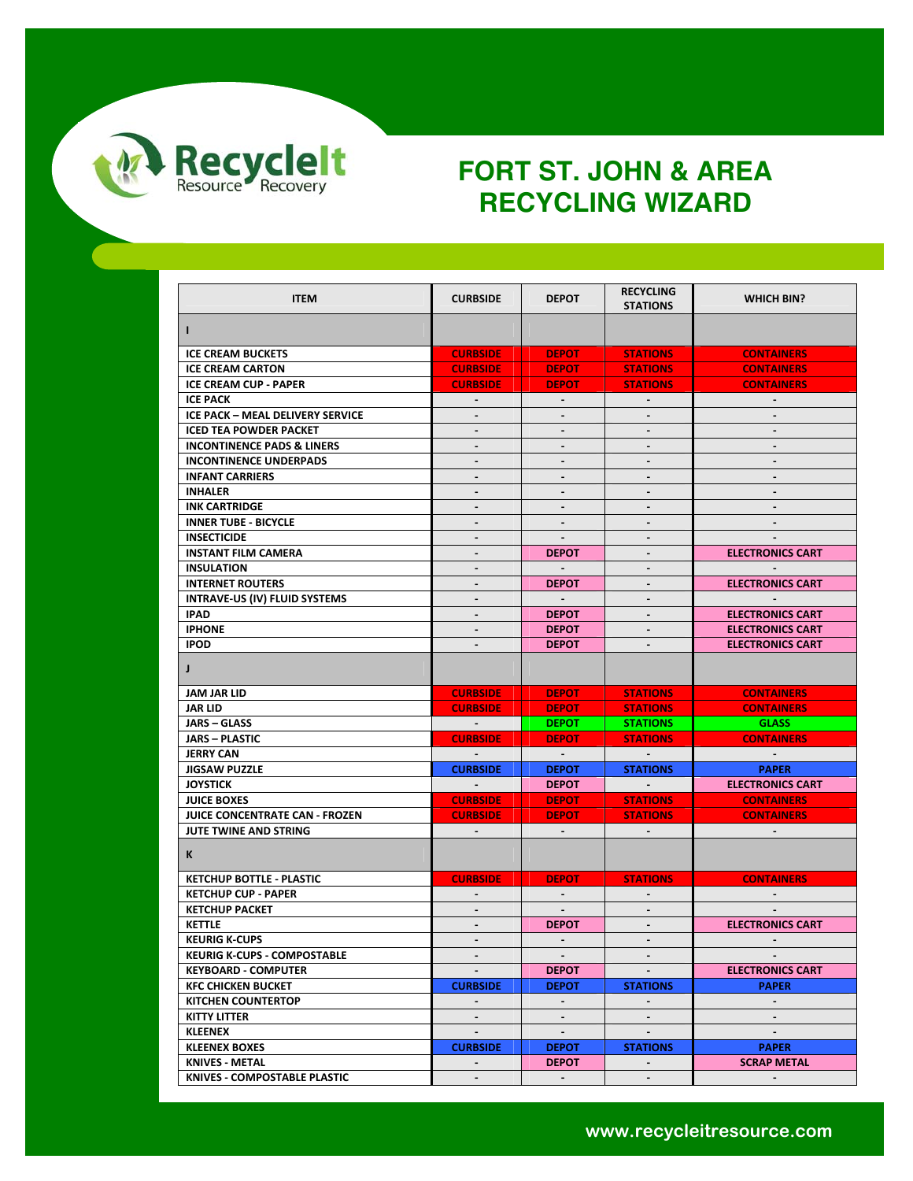# FORT ST. JOHN & AREA RECYCLING WIZARD

| ITEM | CURBSIDE | DEPOT | RECYCLING STATIONS | WHICH BIN? |
|---|---|---|---|---|
| **I** | | | | |
| ICE CREAM BUCKETS | CURBSIDE | DEPOT | STATIONS | CONTAINERS |
| ICE CREAM CARTON | CURBSIDE | DEPOT | STATIONS | CONTAINERS |
| ICE CREAM CUP - PAPER | CURBSIDE | DEPOT | STATIONS | CONTAINERS |
| ICE PACK | - | - | - | - |
| ICE PACK – MEAL DELIVERY SERVICE | - | - | - | - |
| ICED TEA POWDER PACKET | - | - | - | - |
| INCONTINENCE PADS & LINERS | - | - | - | - |
| INCONTINENCE UNDERPADS | - | - | - | - |
| INFANT CARRIERS | - | - | - | - |
| INHALER | - | - | - | - |
| INK CARTRIDGE | - | - | - | - |
| INNER TUBE - BICYCLE | - | - | - | - |
| INSECTICIDE | - | - | - | - |
| INSTANT FILM CAMERA | - | DEPOT | - | ELECTRONICS CART |
| INSULATION | - | - | - | - |
| INTERNET ROUTERS | - | DEPOT | - | ELECTRONICS CART |
| INTRAVE-US (IV) FLUID SYSTEMS | - | - | - | - |
| IPAD | - | DEPOT | - | ELECTRONICS CART |
| IPHONE | - | DEPOT | - | ELECTRONICS CART |
| IPOD | - | DEPOT | - | ELECTRONICS CART |
| **J** | | | | |
| JAM JAR LID | CURBSIDE | DEPOT | STATIONS | CONTAINERS |
| JAR LID | CURBSIDE | DEPOT | STATIONS | CONTAINERS |
| JARS – GLASS | - | DEPOT | STATIONS | GLASS |
| JARS – PLASTIC | CURBSIDE | DEPOT | STATIONS | CONTAINERS |
| JERRY CAN | - | - | - | - |
| JIGSAW PUZZLE | CURBSIDE | DEPOT | STATIONS | PAPER |
| JOYSTICK | - | DEPOT | - | ELECTRONICS CART |
| JUICE BOXES | CURBSIDE | DEPOT | STATIONS | CONTAINERS |
| JUICE CONCENTRATE CAN - FROZEN | CURBSIDE | DEPOT | STATIONS | CONTAINERS |
| JUTE TWINE AND STRING | - | - | - | - |
| **K** | | | | |
| KETCHUP BOTTLE - PLASTIC | CURBSIDE | DEPOT | STATIONS | CONTAINERS |
| KETCHUP CUP - PAPER | - | - | - | - |
| KETCHUP PACKET | - | - | - | - |
| KETTLE | - | DEPOT | - | ELECTRONICS CART |
| KEURIG K-CUPS | - | - | - | - |
| KEURIG K-CUPS - COMPOSTABLE | - | - | - | - |
| KEYBOARD - COMPUTER | - | DEPOT | - | ELECTRONICS CART |
| KFC CHICKEN BUCKET | CURBSIDE | DEPOT | STATIONS | PAPER |
| KITCHEN COUNTERTOP | - | - | - | - |
| KITTY LITTER | - | - | - | - |
| KLEENEX | - | - | - | - |
| KLEENEX BOXES | CURBSIDE | DEPOT | STATIONS | PAPER |
| KNIVES - METAL | - | DEPOT | - | SCRAP METAL |
| KNIVES - COMPOSTABLE PLASTIC | - | - | - | - |

www.recycleitresource.com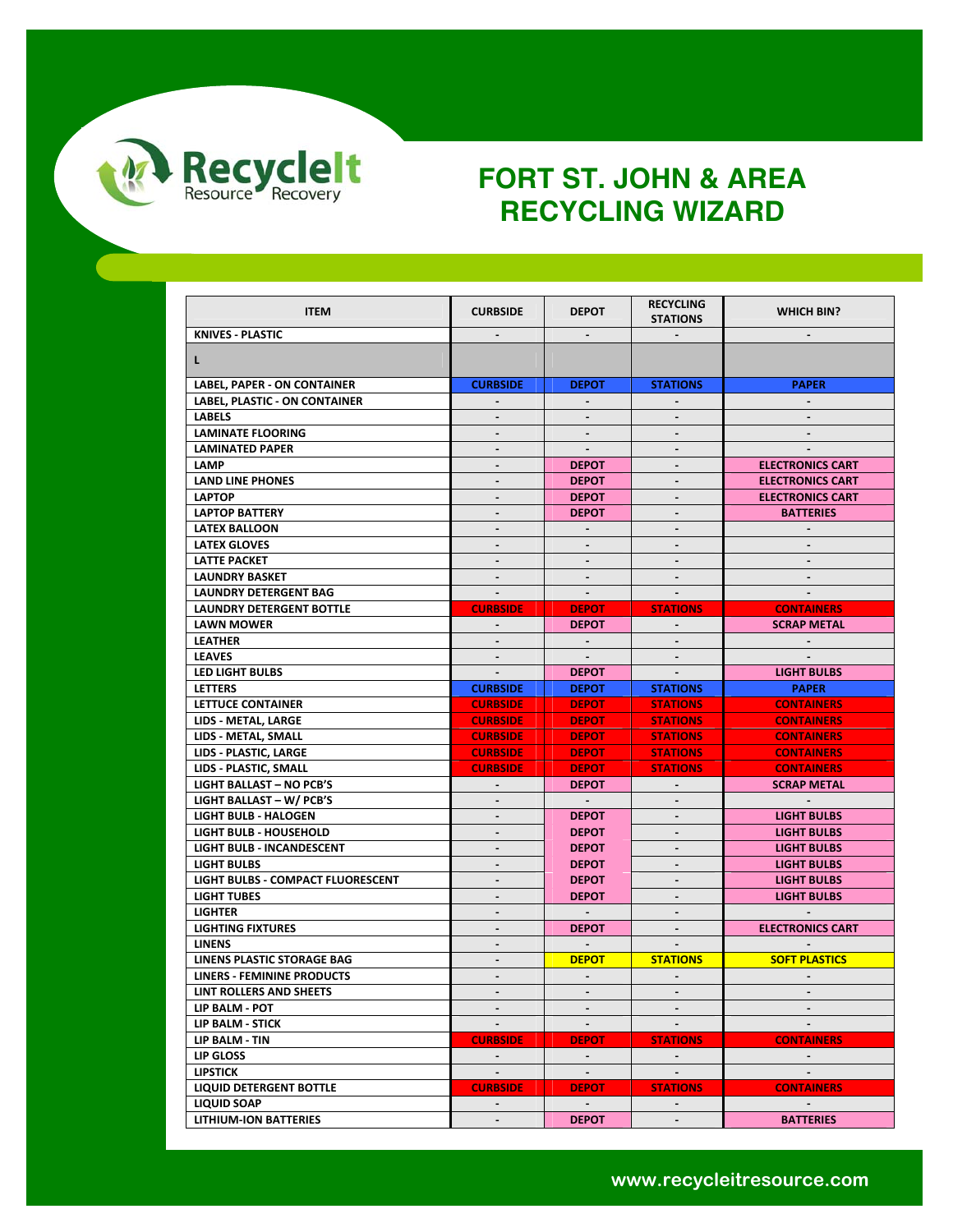# FORT ST. JOHN & AREA RECYCLING WIZARD

| ITEM | CURBSIDE | DEPOT | RECYCLING STATIONS | WHICH BIN? |
|---|---|---|---|---|
| KNIVES - PLASTIC | - | - | - | - |
| L | | | | |
| LABEL, PAPER - ON CONTAINER | CURBSIDE | DEPOT | STATIONS | PAPER |
| LABEL, PLASTIC - ON CONTAINER | - | - | - | - |
| LABELS | - | - | - | - |
| LAMINATE FLOORING | - | - | - | - |
| LAMINATED PAPER | - | - | - | - |
| LAMP | - | DEPOT | - | ELECTRONICS CART |
| LAND LINE PHONES | - | DEPOT | - | ELECTRONICS CART |
| LAPTOP | - | DEPOT | - | ELECTRONICS CART |
| LAPTOP BATTERY | - | DEPOT | - | BATTERIES |
| LATEX BALLOON | - | - | - | - |
| LATEX GLOVES | - | - | - | - |
| LATTE PACKET | - | - | - | - |
| LAUNDRY BASKET | - | - | - | - |
| LAUNDRY DETERGENT BAG | - | - | - | - |
| LAUNDRY DETERGENT BOTTLE | CURBSIDE | DEPOT | STATIONS | CONTAINERS |
| LAWN MOWER | - | DEPOT | - | SCRAP METAL |
| LEATHER | - | - | - | - |
| LEAVES | - | - | - | - |
| LED LIGHT BULBS | - | DEPOT | - | LIGHT BULBS |
| LETTERS | CURBSIDE | DEPOT | STATIONS | PAPER |
| LETTUCE CONTAINER | CURBSIDE | DEPOT | STATIONS | CONTAINERS |
| LIDS - METAL, LARGE | CURBSIDE | DEPOT | STATIONS | CONTAINERS |
| LIDS - METAL, SMALL | CURBSIDE | DEPOT | STATIONS | CONTAINERS |
| LIDS - PLASTIC, LARGE | CURBSIDE | DEPOT | STATIONS | CONTAINERS |
| LIDS - PLASTIC, SMALL | CURBSIDE | DEPOT | STATIONS | CONTAINERS |
| LIGHT BALLAST – NO PCB'S | - | DEPOT | - | SCRAP METAL |
| LIGHT BALLAST – W/ PCB'S | - | - | - | - |
| LIGHT BULB - HALOGEN | - | DEPOT | - | LIGHT BULBS |
| LIGHT BULB - HOUSEHOLD | - | DEPOT | - | LIGHT BULBS |
| LIGHT BULB - INCANDESCENT | - | DEPOT | - | LIGHT BULBS |
| LIGHT BULBS | - | DEPOT | - | LIGHT BULBS |
| LIGHT BULBS - COMPACT FLUORESCENT | - | DEPOT | - | LIGHT BULBS |
| LIGHT TUBES | - | DEPOT | - | LIGHT BULBS |
| LIGHTER | - | - | - | - |
| LIGHTING FIXTURES | - | DEPOT | - | ELECTRONICS CART |
| LINENS | - | - | - | - |
| LINENS PLASTIC STORAGE BAG | - | DEPOT | STATIONS | SOFT PLASTICS |
| LINERS - FEMININE PRODUCTS | - | - | - | - |
| LINT ROLLERS AND SHEETS | - | - | - | - |
| LIP BALM - POT | - | - | - | - |
| LIP BALM - STICK | - | - | - | - |
| LIP BALM - TIN | CURBSIDE | DEPOT | STATIONS | CONTAINERS |
| LIP GLOSS | - | - | - | - |
| LIPSTICK | - | - | - | - |
| LIQUID DETERGENT BOTTLE | CURBSIDE | DEPOT | STATIONS | CONTAINERS |
| LIQUID SOAP | - | - | - | - |
| LITHIUM-ION BATTERIES | - | DEPOT | - | BATTERIES |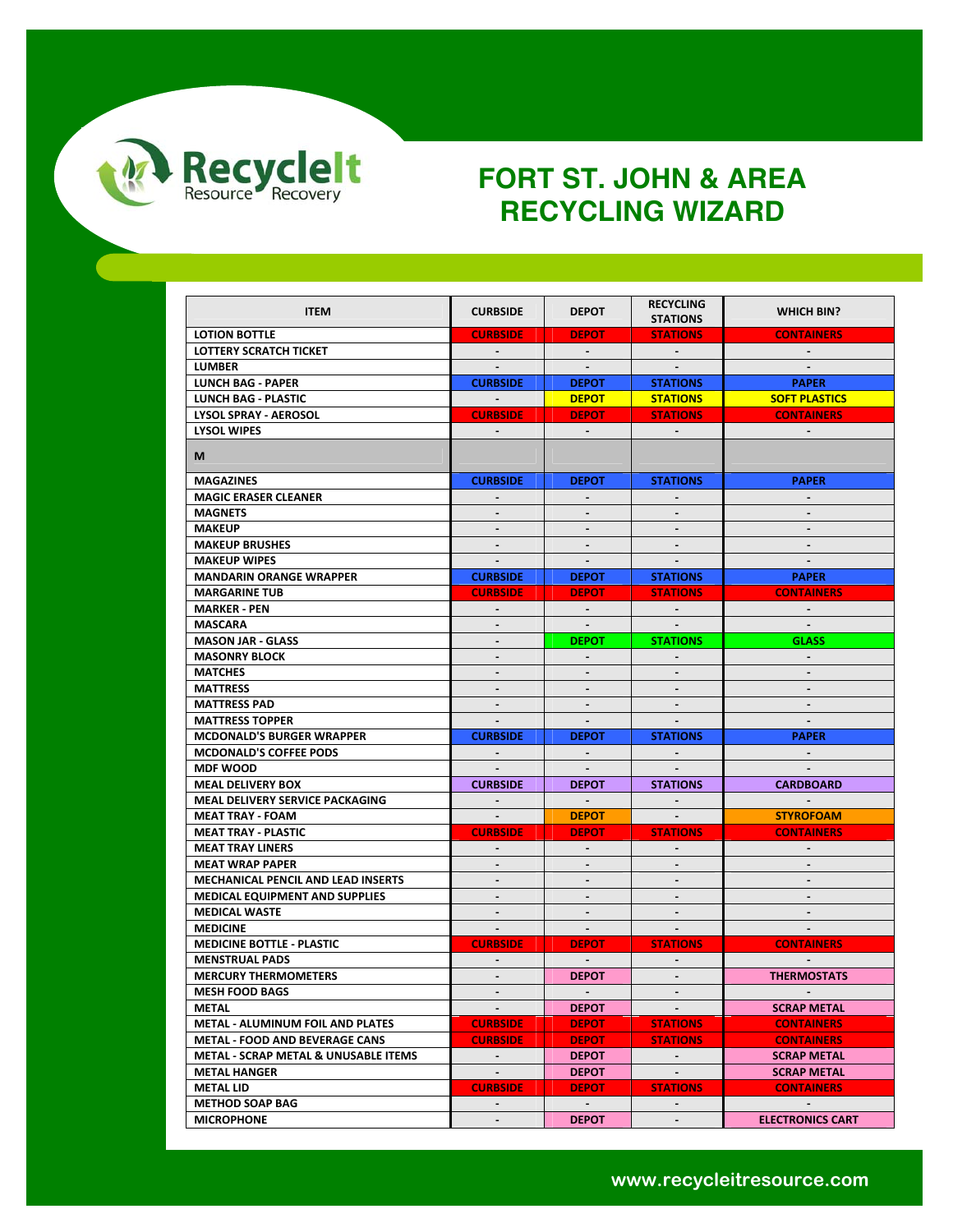# FORT ST. JOHN & AREA RECYCLING WIZARD

| ITEM | CURBSIDE | DEPOT | RECYCLING STATIONS | WHICH BIN? |
|---|---|---|---|---|
| LOTION BOTTLE | CURBSIDE | DEPOT | STATIONS | CONTAINERS |
| LOTTERY SCRATCH TICKET | - | - | - | - |
| LUMBER | - | - | - | - |
| LUNCH BAG - PAPER | CURBSIDE | DEPOT | STATIONS | PAPER |
| LUNCH BAG - PLASTIC | - | DEPOT | STATIONS | SOFT PLASTICS |
| LYSOL SPRAY - AEROSOL | CURBSIDE | DEPOT | STATIONS | CONTAINERS |
| LYSOL WIPES | - | - | - | - |
| M | | | | |
| MAGAZINES | CURBSIDE | DEPOT | STATIONS | PAPER |
| MAGIC ERASER CLEANER | - | - | - | - |
| MAGNETS | - | - | - | - |
| MAKEUP | - | - | - | - |
| MAKEUP BRUSHES | - | - | - | - |
| MAKEUP WIPES | - | - | - | - |
| MANDARIN ORANGE WRAPPER | CURBSIDE | DEPOT | STATIONS | PAPER |
| MARGARINE TUB | CURBSIDE | DEPOT | STATIONS | CONTAINERS |
| MARKER - PEN | - | - | - | - |
| MASCARA | - | - | - | - |
| MASON JAR - GLASS | - | DEPOT | STATIONS | GLASS |
| MASONRY BLOCK | - | - | - | - |
| MATCHES | - | - | - | - |
| MATTRESS | - | - | - | - |
| MATTRESS PAD | - | - | - | - |
| MATTRESS TOPPER | - | - | - | - |
| MCDONALD'S BURGER WRAPPER | CURBSIDE | DEPOT | STATIONS | PAPER |
| MCDONALD'S COFFEE PODS | - | - | - | - |
| MDF WOOD | - | - | - | - |
| MEAL DELIVERY BOX | CURBSIDE | DEPOT | STATIONS | CARDBOARD |
| MEAL DELIVERY SERVICE PACKAGING | - | - | - | - |
| MEAT TRAY - FOAM | - | DEPOT | - | STYROFOAM |
| MEAT TRAY - PLASTIC | CURBSIDE | DEPOT | STATIONS | CONTAINERS |
| MEAT TRAY LINERS | - | - | - | - |
| MEAT WRAP PAPER | - | - | - | - |
| MECHANICAL PENCIL AND LEAD INSERTS | - | - | - | - |
| MEDICAL EQUIPMENT AND SUPPLIES | - | - | - | - |
| MEDICAL WASTE | - | - | - | - |
| MEDICINE | - | - | - | - |
| MEDICINE BOTTLE - PLASTIC | CURBSIDE | DEPOT | STATIONS | CONTAINERS |
| MENSTRUAL PADS | - | - | - | - |
| MERCURY THERMOMETERS | - | DEPOT | - | THERMOSTATS |
| MESH FOOD BAGS | - | - | - | - |
| METAL | - | DEPOT | - | SCRAP METAL |
| METAL - ALUMINUM FOIL AND PLATES | CURBSIDE | DEPOT | STATIONS | CONTAINERS |
| METAL - FOOD AND BEVERAGE CANS | CURBSIDE | DEPOT | STATIONS | CONTAINERS |
| METAL - SCRAP METAL & UNUSABLE ITEMS | - | DEPOT | - | SCRAP METAL |
| METAL HANGER | - | DEPOT | - | SCRAP METAL |
| METAL LID | CURBSIDE | DEPOT | STATIONS | CONTAINERS |
| METHOD SOAP BAG | - | - | - | - |
| MICROPHONE | - | DEPOT | - | ELECTRONICS CART |

www.recycleitresource.com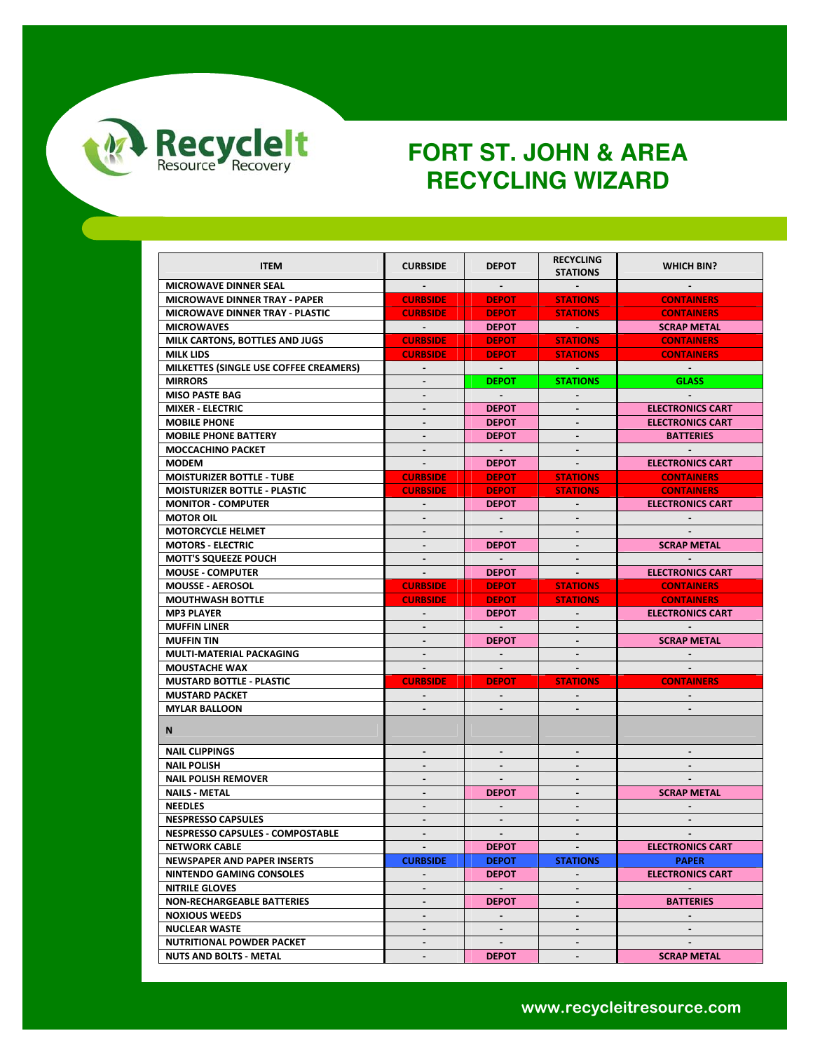RecycleIt Resource Recovery

# FORT ST. JOHN & AREA RECYCLING WIZARD

| ITEM | CURBSIDE | DEPOT | RECYCLING STATIONS | WHICH BIN? |
|---|---|---|---|---|
| MICROWAVE DINNER SEAL | - | - | - | - |
| MICROWAVE DINNER TRAY - PAPER | CURBSIDE | DEPOT | STATIONS | CONTAINERS |
| MICROWAVE DINNER TRAY - PLASTIC | CURBSIDE | DEPOT | STATIONS | CONTAINERS |
| MICROWAVES | - | DEPOT | - | SCRAP METAL |
| MILK CARTONS, BOTTLES AND JUGS | CURBSIDE | DEPOT | STATIONS | CONTAINERS |
| MILK LIDS | CURBSIDE | DEPOT | STATIONS | CONTAINERS |
| MILKETTES (SINGLE USE COFFEE CREAMERS) | - | - | - | - |
| MIRRORS | - | DEPOT | STATIONS | GLASS |
| MISO PASTE BAG | - | - | - | - |
| MIXER - ELECTRIC | - | DEPOT | - | ELECTRONICS CART |
| MOBILE PHONE | - | DEPOT | - | ELECTRONICS CART |
| MOBILE PHONE BATTERY | - | DEPOT | - | BATTERIES |
| MOCCACHINO PACKET | - | - | - | - |
| MODEM | - | DEPOT | - | ELECTRONICS CART |
| MOISTURIZER BOTTLE - TUBE | CURBSIDE | DEPOT | STATIONS | CONTAINERS |
| MOISTURIZER BOTTLE - PLASTIC | CURBSIDE | DEPOT | STATIONS | CONTAINERS |
| MONITOR - COMPUTER | - | DEPOT | - | ELECTRONICS CART |
| MOTOR OIL | - | - | - | - |
| MOTORCYCLE HELMET | - | - | - | - |
| MOTORS - ELECTRIC | - | DEPOT | - | SCRAP METAL |
| MOTT'S SQUEEZE POUCH | - | - | - | - |
| MOUSE - COMPUTER | - | DEPOT | - | ELECTRONICS CART |
| MOUSSE - AEROSOL | CURBSIDE | DEPOT | STATIONS | CONTAINERS |
| MOUTHWASH BOTTLE | CURBSIDE | DEPOT | STATIONS | CONTAINERS |
| MP3 PLAYER | - | DEPOT | - | ELECTRONICS CART |
| MUFFIN LINER | - | - | - | - |
| MUFFIN TIN | - | DEPOT | - | SCRAP METAL |
| MULTI-MATERIAL PACKAGING | - | - | - | - |
| MOUSTACHE WAX | - | - | - | - |
| MUSTARD BOTTLE - PLASTIC | CURBSIDE | DEPOT | STATIONS | CONTAINERS |
| MUSTARD PACKET | - | - | - | - |
| MYLAR BALLOON | - | - | - | - |
| **N** | | | | |
| NAIL CLIPPINGS | - | - | - | - |
| NAIL POLISH | - | - | - | - |
| NAIL POLISH REMOVER | - | - | - | - |
| NAILS - METAL | - | DEPOT | - | SCRAP METAL |
| NEEDLES | - | - | - | - |
| NESPRESSO CAPSULES | - | - | - | - |
| NESPRESSO CAPSULES - COMPOSTABLE | - | - | - | - |
| NETWORK CABLE | - | DEPOT | - | ELECTRONICS CART |
| NEWSPAPER AND PAPER INSERTS | CURBSIDE | DEPOT | STATIONS | PAPER |
| NINTENDO GAMING CONSOLES | - | DEPOT | - | ELECTRONICS CART |
| NITRILE GLOVES | - | - | - | - |
| NON-RECHARGEABLE BATTERIES | - | DEPOT | - | BATTERIES |
| NOXIOUS WEEDS | - | - | - | - |
| NUCLEAR WASTE | - | - | - | - |
| NUTRITIONAL POWDER PACKET | - | - | - | - |
| NUTS AND BOLTS - METAL | - | DEPOT | - | SCRAP METAL |

www.recycleitresource.com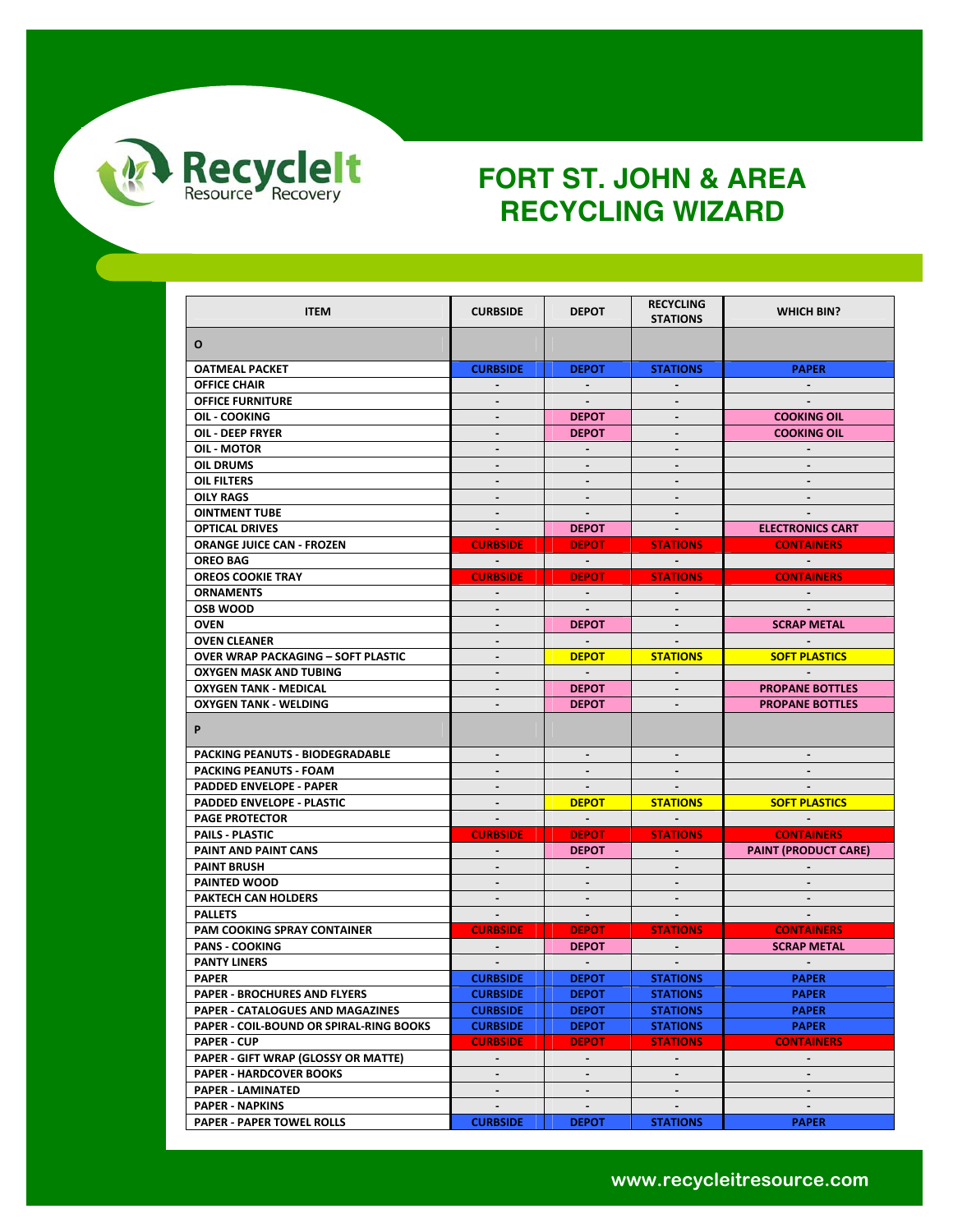# FORT ST. JOHN & AREA RECYCLING WIZARD

| ITEM | CURBSIDE | DEPOT | RECYCLING STATIONS | WHICH BIN? |
|---|---|---|---|---|
| **O** | | | | |
| OATMEAL PACKET | CURBSIDE | DEPOT | STATIONS | PAPER |
| OFFICE CHAIR | - | - | - | - |
| OFFICE FURNITURE | - | - | - | - |
| OIL - COOKING | - | DEPOT | - | COOKING OIL |
| OIL - DEEP FRYER | - | DEPOT | - | COOKING OIL |
| OIL - MOTOR | - | - | - | - |
| OIL DRUMS | - | - | - | - |
| OIL FILTERS | - | - | - | - |
| OILY RAGS | - | - | - | - |
| OINTMENT TUBE | - | - | - | - |
| OPTICAL DRIVES | - | DEPOT | - | ELECTRONICS CART |
| ORANGE JUICE CAN - FROZEN | CURBSIDE | DEPOT | STATIONS | CONTAINERS |
| OREO BAG | - | - | - | - |
| OREOS COOKIE TRAY | CURBSIDE | DEPOT | STATIONS | CONTAINERS |
| ORNAMENTS | - | - | - | - |
| OSB WOOD | - | - | - | - |
| OVEN | - | DEPOT | - | SCRAP METAL |
| OVEN CLEANER | - | - | - | - |
| OVER WRAP PACKAGING – SOFT PLASTIC | - | DEPOT | STATIONS | SOFT PLASTICS |
| OXYGEN MASK AND TUBING | - | - | - | - |
| OXYGEN TANK - MEDICAL | - | DEPOT | - | PROPANE BOTTLES |
| OXYGEN TANK - WELDING | - | DEPOT | - | PROPANE BOTTLES |
| **P** | | | | |
| PACKING PEANUTS - BIODEGRADABLE | - | - | - | - |
| PACKING PEANUTS - FOAM | - | - | - | - |
| PADDED ENVELOPE - PAPER | - | - | - | - |
| PADDED ENVELOPE - PLASTIC | - | DEPOT | STATIONS | SOFT PLASTICS |
| PAGE PROTECTOR | - | - | - | - |
| PAILS - PLASTIC | CURBSIDE | DEPOT | STATIONS | CONTAINERS |
| PAINT AND PAINT CANS | - | DEPOT | - | PAINT (PRODUCT CARE) |
| PAINT BRUSH | - | - | - | - |
| PAINTED WOOD | - | - | - | - |
| PAKTECH CAN HOLDERS | - | - | - | - |
| PALLETS | - | - | - | - |
| PAM COOKING SPRAY CONTAINER | CURBSIDE | DEPOT | STATIONS | CONTAINERS |
| PANS - COOKING | - | DEPOT | - | SCRAP METAL |
| PANTY LINERS | - | - | - | - |
| PAPER | CURBSIDE | DEPOT | STATIONS | PAPER |
| PAPER - BROCHURES AND FLYERS | CURBSIDE | DEPOT | STATIONS | PAPER |
| PAPER - CATALOGUES AND MAGAZINES | CURBSIDE | DEPOT | STATIONS | PAPER |
| PAPER - COIL-BOUND OR SPIRAL-RING BOOKS | CURBSIDE | DEPOT | STATIONS | PAPER |
| PAPER - CUP | CURBSIDE | DEPOT | STATIONS | CONTAINERS |
| PAPER - GIFT WRAP (GLOSSY OR MATTE) | - | - | - | - |
| PAPER - HARDCOVER BOOKS | - | - | - | - |
| PAPER - LAMINATED | - | - | - | - |
| PAPER - NAPKINS | - | - | - | - |
| PAPER - PAPER TOWEL ROLLS | CURBSIDE | DEPOT | STATIONS | PAPER |

www.recycleitresource.com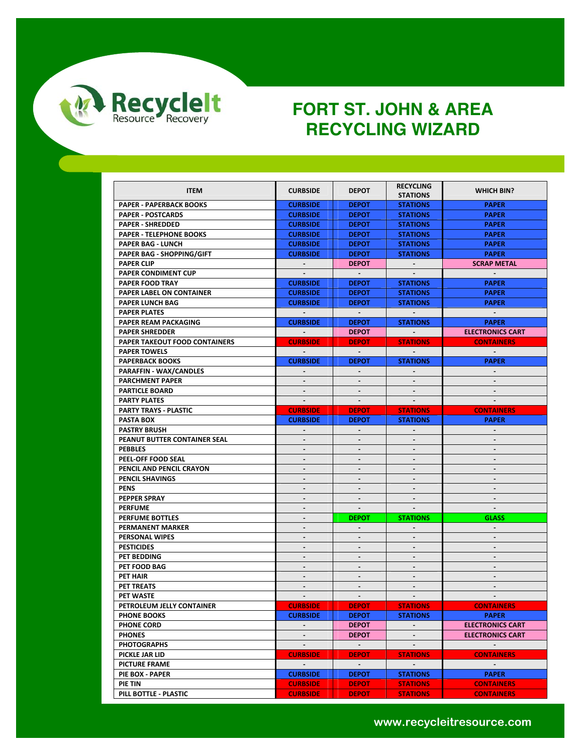RecycleIt Resource Recovery

# FORT ST. JOHN & AREA RECYCLING WIZARD

| ITEM | CURBSIDE | DEPOT | RECYCLING STATIONS | WHICH BIN? |
|---|---|---|---|---|
| PAPER - PAPERBACK BOOKS | CURBSIDE | DEPOT | STATIONS | PAPER |
| PAPER - POSTCARDS | CURBSIDE | DEPOT | STATIONS | PAPER |
| PAPER - SHREDDED | CURBSIDE | DEPOT | STATIONS | PAPER |
| PAPER - TELEPHONE BOOKS | CURBSIDE | DEPOT | STATIONS | PAPER |
| PAPER BAG - LUNCH | CURBSIDE | DEPOT | STATIONS | PAPER |
| PAPER BAG - SHOPPING/GIFT | CURBSIDE | DEPOT | STATIONS | PAPER |
| PAPER CLIP | - | DEPOT | - | SCRAP METAL |
| PAPER CONDIMENT CUP | - | - | - | - |
| PAPER FOOD TRAY | CURBSIDE | DEPOT | STATIONS | PAPER |
| PAPER LABEL ON CONTAINER | CURBSIDE | DEPOT | STATIONS | PAPER |
| PAPER LUNCH BAG | CURBSIDE | DEPOT | STATIONS | PAPER |
| PAPER PLATES | - | - | - | - |
| PAPER REAM PACKAGING | CURBSIDE | DEPOT | STATIONS | PAPER |
| PAPER SHREDDER | - | DEPOT | - | ELECTRONICS CART |
| PAPER TAKEOUT FOOD CONTAINERS | CURBSIDE | DEPOT | STATIONS | CONTAINERS |
| PAPER TOWELS | - | - | - | - |
| PAPERBACK BOOKS | CURBSIDE | DEPOT | STATIONS | PAPER |
| PARAFFIN - WAX/CANDLES | - | - | - | - |
| PARCHMENT PAPER | - | - | - | - |
| PARTICLE BOARD | - | - | - | - |
| PARTY PLATES | - | - | - | - |
| PARTY TRAYS - PLASTIC | CURBSIDE | DEPOT | STATIONS | CONTAINERS |
| PASTA BOX | CURBSIDE | DEPOT | STATIONS | PAPER |
| PASTRY BRUSH | - | - | - | - |
| PEANUT BUTTER CONTAINER SEAL | - | - | - | - |
| PEBBLES | - | - | - | - |
| PEEL-OFF FOOD SEAL | - | - | - | - |
| PENCIL AND PENCIL CRAYON | - | - | - | - |
| PENCIL SHAVINGS | - | - | - | - |
| PENS | - | - | - | - |
| PEPPER SPRAY | - | - | - | - |
| PERFUME | - | - | - | - |
| PERFUME BOTTLES | - | DEPOT | STATIONS | GLASS |
| PERMANENT MARKER | - | - | - | - |
| PERSONAL WIPES | - | - | - | - |
| PESTICIDES | - | - | - | - |
| PET BEDDING | - | - | - | - |
| PET FOOD BAG | - | - | - | - |
| PET HAIR | - | - | - | - |
| PET TREATS | - | - | - | - |
| PET WASTE | - | - | - | - |
| PETROLEUM JELLY CONTAINER | CURBSIDE | DEPOT | STATIONS | CONTAINERS |
| PHONE BOOKS | CURBSIDE | DEPOT | STATIONS | PAPER |
| PHONE CORD | - | DEPOT | - | ELECTRONICS CART |
| PHONES | - | DEPOT | - | ELECTRONICS CART |
| PHOTOGRAPHS | - | - | - | - |
| PICKLE JAR LID | CURBSIDE | DEPOT | STATIONS | CONTAINERS |
| PICTURE FRAME | - | - | - | - |
| PIE BOX - PAPER | CURBSIDE | DEPOT | STATIONS | PAPER |
| PIE TIN | CURBSIDE | DEPOT | STATIONS | CONTAINERS |
| PILL BOTTLE - PLASTIC | CURBSIDE | DEPOT | STATIONS | CONTAINERS |

www.recycleitresource.com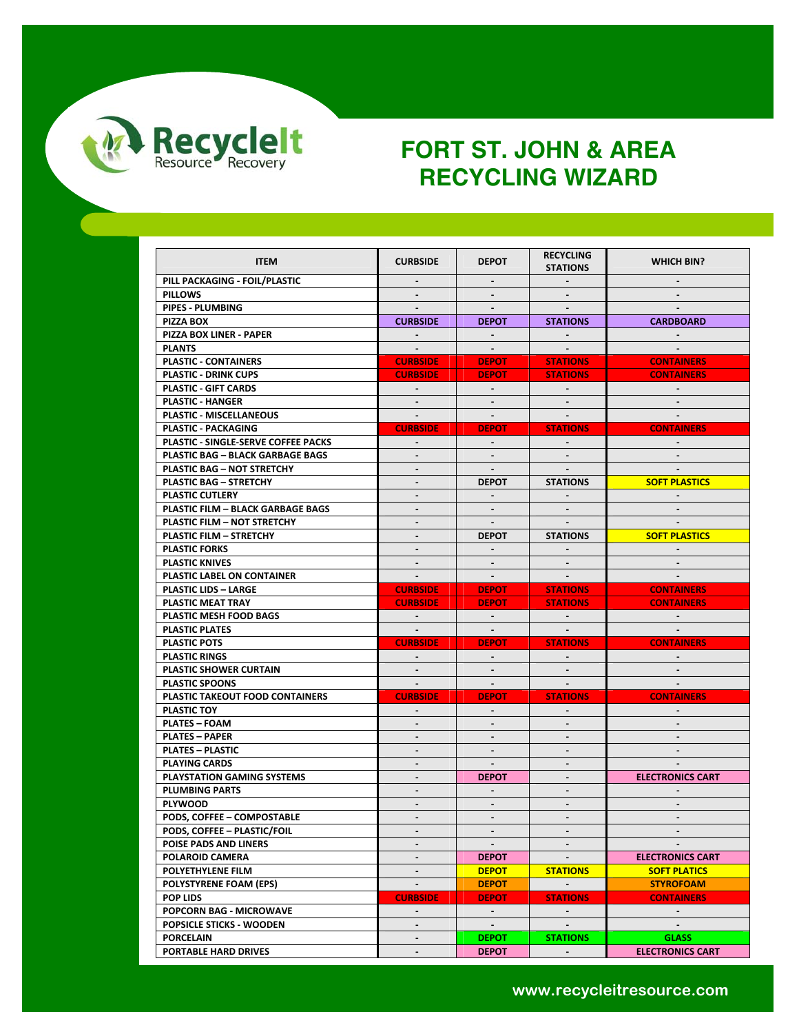# FORT ST. JOHN & AREA RECYCLING WIZARD

| ITEM | CURBSIDE | DEPOT | RECYCLING STATIONS | WHICH BIN? |
|---|---|---|---|---|
| PILL PACKAGING - FOIL/PLASTIC | - | - | - | - |
| PILLOWS | - | - | - | - |
| PIPES - PLUMBING | - | - | - | - |
| PIZZA BOX | CURBSIDE | DEPOT | STATIONS | CARDBOARD |
| PIZZA BOX LINER - PAPER | - | - | - | - |
| PLANTS | - | - | - | - |
| PLASTIC - CONTAINERS | CURBSIDE | DEPOT | STATIONS | CONTAINERS |
| PLASTIC - DRINK CUPS | CURBSIDE | DEPOT | STATIONS | CONTAINERS |
| PLASTIC - GIFT CARDS | - | - | - | - |
| PLASTIC - HANGER | - | - | - | - |
| PLASTIC - MISCELLANEOUS | - | - | - | - |
| PLASTIC - PACKAGING | CURBSIDE | DEPOT | STATIONS | CONTAINERS |
| PLASTIC - SINGLE-SERVE COFFEE PACKS | - | - | - | - |
| PLASTIC BAG – BLACK GARBAGE BAGS | - | - | - | - |
| PLASTIC BAG – NOT STRETCHY | - | - | - | - |
| PLASTIC BAG – STRETCHY | - | DEPOT | STATIONS | SOFT PLASTICS |
| PLASTIC CUTLERY | - | - | - | - |
| PLASTIC FILM – BLACK GARBAGE BAGS | - | - | - | - |
| PLASTIC FILM – NOT STRETCHY | - | - | - | - |
| PLASTIC FILM – STRETCHY | - | DEPOT | STATIONS | SOFT PLASTICS |
| PLASTIC FORKS | - | - | - | - |
| PLASTIC KNIVES | - | - | - | - |
| PLASTIC LABEL ON CONTAINER | - | - | - | - |
| PLASTIC LIDS – LARGE | CURBSIDE | DEPOT | STATIONS | CONTAINERS |
| PLASTIC MEAT TRAY | CURBSIDE | DEPOT | STATIONS | CONTAINERS |
| PLASTIC MESH FOOD BAGS | - | - | - | - |
| PLASTIC PLATES | - | - | - | - |
| PLASTIC POTS | CURBSIDE | DEPOT | STATIONS | CONTAINERS |
| PLASTIC RINGS | - | - | - | - |
| PLASTIC SHOWER CURTAIN | - | - | - | - |
| PLASTIC SPOONS | - | - | - | - |
| PLASTIC TAKEOUT FOOD CONTAINERS | CURBSIDE | DEPOT | STATIONS | CONTAINERS |
| PLASTIC TOY | - | - | - | - |
| PLATES – FOAM | - | - | - | - |
| PLATES – PAPER | - | - | - | - |
| PLATES – PLASTIC | - | - | - | - |
| PLAYING CARDS | - | - | - | - |
| PLAYSTATION GAMING SYSTEMS | - | DEPOT | - | ELECTRONICS CART |
| PLUMBING PARTS | - | - | - | - |
| PLYWOOD | - | - | - | - |
| PODS, COFFEE – COMPOSTABLE | - | - | - | - |
| PODS, COFFEE – PLASTIC/FOIL | - | - | - | - |
| POISE PADS AND LINERS | - | - | - | - |
| POLAROID CAMERA | - | DEPOT | - | ELECTRONICS CART |
| POLYETHYLENE FILM | - | DEPOT | STATIONS | SOFT PLATICS |
| POLYSTYRENE FOAM (EPS) | - | DEPOT | - | STYROFOAM |
| POP LIDS | CURBSIDE | DEPOT | STATIONS | CONTAINERS |
| POPCORN BAG - MICROWAVE | - | - | - | - |
| POPSICLE STICKS - WOODEN | - | - | - | - |
| PORCELAIN | - | DEPOT | STATIONS | GLASS |
| PORTABLE HARD DRIVES | - | DEPOT | - | ELECTRONICS CART |

www.recycleitresource.com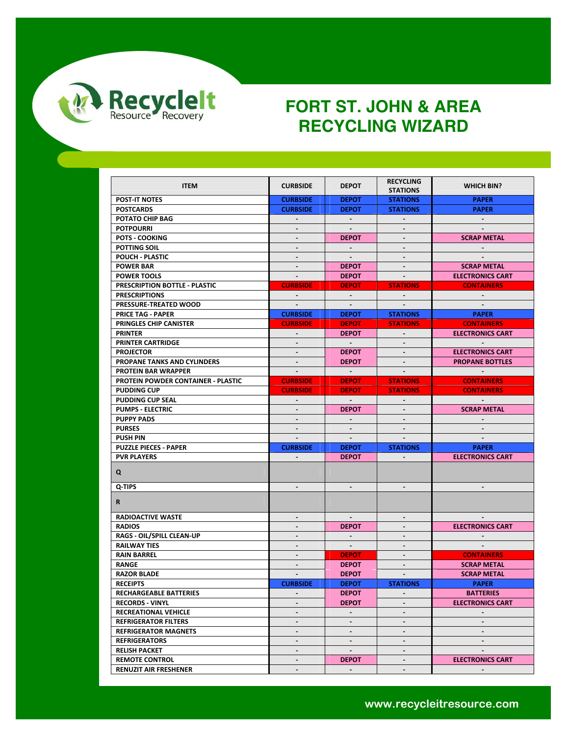# FORT ST. JOHN & AREA RECYCLING WIZARD

| ITEM | CURBSIDE | DEPOT | RECYCLING STATIONS | WHICH BIN? |
|---|---|---|---|---|
| POST-IT NOTES | CURBSIDE | DEPOT | STATIONS | PAPER |
| POSTCARDS | CURBSIDE | DEPOT | STATIONS | PAPER |
| POTATO CHIP BAG | - | - | - | - |
| POTPOURRI | - | - | - | - |
| POTS - COOKING | - | DEPOT | - | SCRAP METAL |
| POTTING SOIL | - | - | - | - |
| POUCH - PLASTIC | - | - | - | - |
| POWER BAR | - | DEPOT | - | SCRAP METAL |
| POWER TOOLS | - | DEPOT | - | ELECTRONICS CART |
| PRESCRIPTION BOTTLE - PLASTIC | CURBSIDE | DEPOT | STATIONS | CONTAINERS |
| PRESCRIPTIONS | - | - | - | - |
| PRESSURE-TREATED WOOD | - | - | - | - |
| PRICE TAG - PAPER | CURBSIDE | DEPOT | STATIONS | PAPER |
| PRINGLES CHIP CANISTER | CURBSIDE | DEPOT | STATIONS | CONTAINERS |
| PRINTER | - | DEPOT | - | ELECTRONICS CART |
| PRINTER CARTRIDGE | - | - | - | - |
| PROJECTOR | - | DEPOT | - | ELECTRONICS CART |
| PROPANE TANKS AND CYLINDERS | - | DEPOT | - | PROPANE BOTTLES |
| PROTEIN BAR WRAPPER | - | - | - | - |
| PROTEIN POWDER CONTAINER - PLASTIC | CURBSIDE | DEPOT | STATIONS | CONTAINERS |
| PUDDING CUP | CURBSIDE | DEPOT | STATIONS | CONTAINERS |
| PUDDING CUP SEAL | - | - | - | - |
| PUMPS - ELECTRIC | - | DEPOT | - | SCRAP METAL |
| PUPPY PADS | - | - | - | - |
| PURSES | - | - | - | - |
| PUSH PIN | - | - | - | - |
| PUZZLE PIECES - PAPER | CURBSIDE | DEPOT | STATIONS | PAPER |
| PVR PLAYERS | - | DEPOT | - | ELECTRONICS CART |
| **Q** | | | | |
| Q-TIPS | - | - | - | - |
| **R** | | | | |
| RADIOACTIVE WASTE | - | - | - | - |
| RADIOS | - | DEPOT | - | ELECTRONICS CART |
| RAGS - OIL/SPILL CLEAN-UP | - | - | - | - |
| RAILWAY TIES | - | - | - | - |
| RAIN BARREL | - | DEPOT | - | CONTAINERS |
| RANGE | - | DEPOT | - | SCRAP METAL |
| RAZOR BLADE | - | DEPOT | - | SCRAP METAL |
| RECEIPTS | CURBSIDE | DEPOT | STATIONS | PAPER |
| RECHARGEABLE BATTERIES | - | DEPOT | - | BATTERIES |
| RECORDS - VINYL | - | DEPOT | - | ELECTRONICS CART |
| RECREATIONAL VEHICLE | - | - | - | - |
| REFRIGERATOR FILTERS | - | - | - | - |
| REFRIGERATOR MAGNETS | - | - | - | - |
| REFRIGERATORS | - | - | - | - |
| RELISH PACKET | - | - | - | - |
| REMOTE CONTROL | - | DEPOT | - | ELECTRONICS CART |
| RENUZIT AIR FRESHENER | - | - | - | - |

www.recycleitresource.com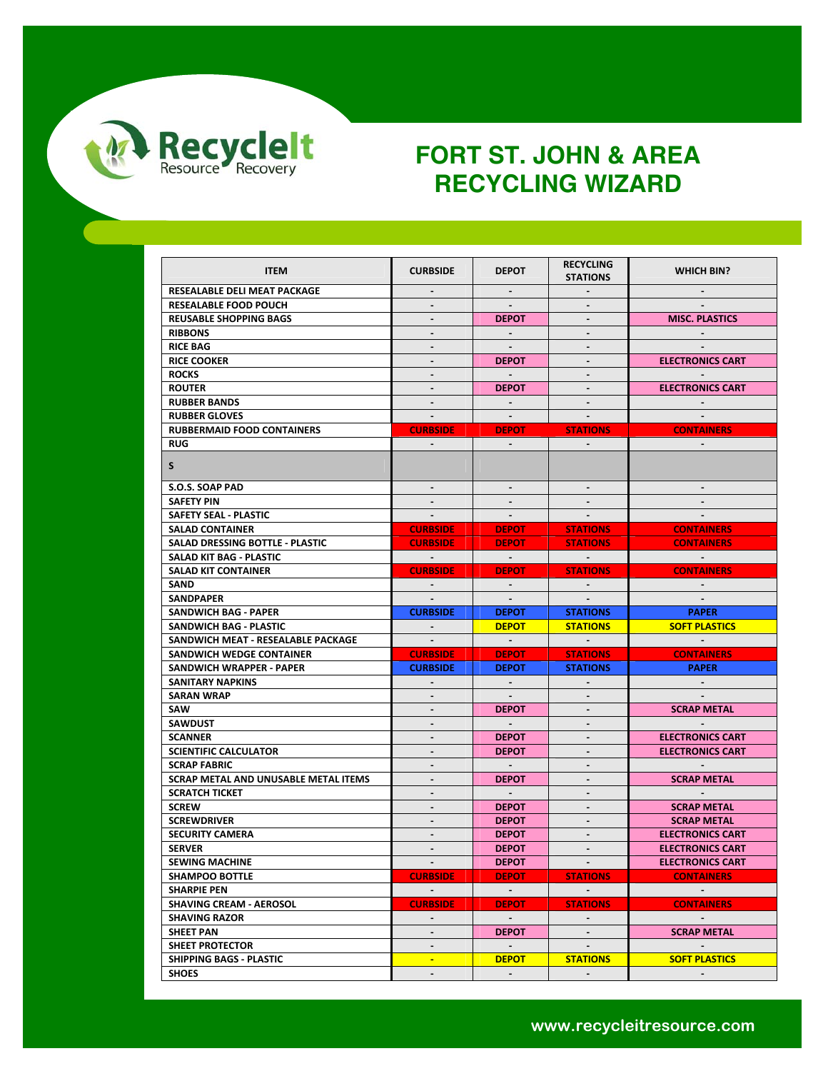# FORT ST. JOHN & AREA RECYCLING WIZARD

| ITEM | CURBSIDE | DEPOT | RECYCLING STATIONS | WHICH BIN? |
|---|---|---|---|---|
| RESEALABLE DELI MEAT PACKAGE | - | - | - | - |
| RESEALABLE FOOD POUCH | - | - | - | - |
| REUSABLE SHOPPING BAGS | - | DEPOT | - | MISC. PLASTICS |
| RIBBONS | - | - | - | - |
| RICE BAG | - | - | - | - |
| RICE COOKER | - | DEPOT | - | ELECTRONICS CART |
| ROCKS | - | - | - | - |
| ROUTER | - | DEPOT | - | ELECTRONICS CART |
| RUBBER BANDS | - | - | - | - |
| RUBBER GLOVES | - | - | - | - |
| RUBBERMAID FOOD CONTAINERS | CURBSIDE | DEPOT | STATIONS | CONTAINERS |
| RUG | - | - | - | - |
| S | | | | |
| S.O.S. SOAP PAD | - | - | - | - |
| SAFETY PIN | - | - | - | - |
| SAFETY SEAL - PLASTIC | - | - | - | - |
| SALAD CONTAINER | CURBSIDE | DEPOT | STATIONS | CONTAINERS |
| SALAD DRESSING BOTTLE - PLASTIC | CURBSIDE | DEPOT | STATIONS | CONTAINERS |
| SALAD KIT BAG - PLASTIC | - | - | - | - |
| SALAD KIT CONTAINER | CURBSIDE | DEPOT | STATIONS | CONTAINERS |
| SAND | - | - | - | - |
| SANDPAPER | - | - | - | - |
| SANDWICH BAG - PAPER | CURBSIDE | DEPOT | STATIONS | PAPER |
| SANDWICH BAG - PLASTIC | - | DEPOT | STATIONS | SOFT PLASTICS |
| SANDWICH MEAT - RESEALABLE PACKAGE | - | - | - | - |
| SANDWICH WEDGE CONTAINER | CURBSIDE | DEPOT | STATIONS | CONTAINERS |
| SANDWICH WRAPPER - PAPER | CURBSIDE | DEPOT | STATIONS | PAPER |
| SANITARY NAPKINS | - | - | - | - |
| SARAN WRAP | - | - | - | - |
| SAW | - | DEPOT | - | SCRAP METAL |
| SAWDUST | - | - | - | - |
| SCANNER | - | DEPOT | - | ELECTRONICS CART |
| SCIENTIFIC CALCULATOR | - | DEPOT | - | ELECTRONICS CART |
| SCRAP FABRIC | - | - | - | - |
| SCRAP METAL AND UNUSABLE METAL ITEMS | - | DEPOT | - | SCRAP METAL |
| SCRATCH TICKET | - | - | - | - |
| SCREW | - | DEPOT | - | SCRAP METAL |
| SCREWDRIVER | - | DEPOT | - | SCRAP METAL |
| SECURITY CAMERA | - | DEPOT | - | ELECTRONICS CART |
| SERVER | - | DEPOT | - | ELECTRONICS CART |
| SEWING MACHINE | - | DEPOT | - | ELECTRONICS CART |
| SHAMPOO BOTTLE | CURBSIDE | DEPOT | STATIONS | CONTAINERS |
| SHARPIE PEN | - | - | - | - |
| SHAVING CREAM - AEROSOL | CURBSIDE | DEPOT | STATIONS | CONTAINERS |
| SHAVING RAZOR | - | - | - | - |
| SHEET PAN | - | DEPOT | - | SCRAP METAL |
| SHEET PROTECTOR | - | - | - | - |
| SHIPPING BAGS - PLASTIC | - | DEPOT | STATIONS | SOFT PLASTICS |
| SHOES | - | - | - | - |

www.recycleitresource.com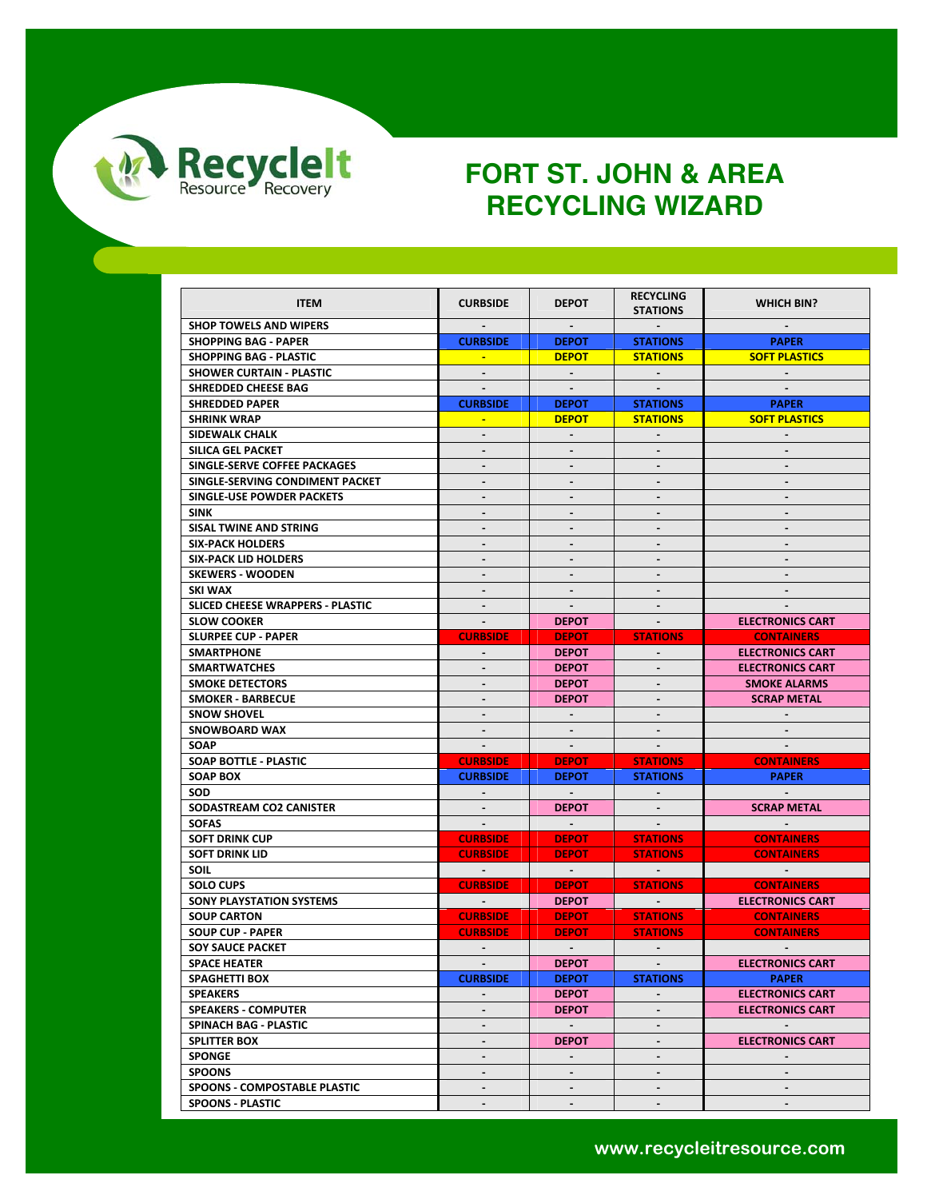# FORT ST. JOHN & AREA RECYCLING WIZARD

| ITEM | CURBSIDE | DEPOT | RECYCLING STATIONS | WHICH BIN? |
|---|---|---|---|---|
| SHOP TOWELS AND WIPERS | - | - | - | - |
| SHOPPING BAG - PAPER | CURBSIDE | DEPOT | STATIONS | PAPER |
| SHOPPING BAG - PLASTIC | - | DEPOT | STATIONS | SOFT PLASTICS |
| SHOWER CURTAIN - PLASTIC | - | - | - | - |
| SHREDDED CHEESE BAG | - | - | - | - |
| SHREDDED PAPER | CURBSIDE | DEPOT | STATIONS | PAPER |
| SHRINK WRAP | - | DEPOT | STATIONS | SOFT PLASTICS |
| SIDEWALK CHALK | - | - | - | - |
| SILICA GEL PACKET | - | - | - | - |
| SINGLE-SERVE COFFEE PACKAGES | - | - | - | - |
| SINGLE-SERVING CONDIMENT PACKET | - | - | - | - |
| SINGLE-USE POWDER PACKETS | - | - | - | - |
| SINK | - | - | - | - |
| SISAL TWINE AND STRING | - | - | - | - |
| SIX-PACK HOLDERS | - | - | - | - |
| SIX-PACK LID HOLDERS | - | - | - | - |
| SKEWERS - WOODEN | - | - | - | - |
| SKI WAX | - | - | - | - |
| SLICED CHEESE WRAPPERS - PLASTIC | - | - | - | - |
| SLOW COOKER | - | DEPOT | - | ELECTRONICS CART |
| SLURPEE CUP - PAPER | CURBSIDE | DEPOT | STATIONS | CONTAINERS |
| SMARTPHONE | - | DEPOT | - | ELECTRONICS CART |
| SMARTWATCHES | - | DEPOT | - | ELECTRONICS CART |
| SMOKE DETECTORS | - | DEPOT | - | SMOKE ALARMS |
| SMOKER - BARBECUE | - | DEPOT | - | SCRAP METAL |
| SNOW SHOVEL | - | - | - | - |
| SNOWBOARD WAX | - | - | - | - |
| SOAP | - | - | - | - |
| SOAP BOTTLE - PLASTIC | CURBSIDE | DEPOT | STATIONS | CONTAINERS |
| SOAP BOX | CURBSIDE | DEPOT | STATIONS | PAPER |
| SOD | - | - | - | - |
| SODASTREAM CO2 CANISTER | - | DEPOT | - | SCRAP METAL |
| SOFAS | - | - | - | - |
| SOFT DRINK CUP | CURBSIDE | DEPOT | STATIONS | CONTAINERS |
| SOFT DRINK LID | CURBSIDE | DEPOT | STATIONS | CONTAINERS |
| SOIL | - | - | - | - |
| SOLO CUPS | CURBSIDE | DEPOT | STATIONS | CONTAINERS |
| SONY PLAYSTATION SYSTEMS | - | DEPOT | - | ELECTRONICS CART |
| SOUP CARTON | CURBSIDE | DEPOT | STATIONS | CONTAINERS |
| SOUP CUP - PAPER | CURBSIDE | DEPOT | STATIONS | CONTAINERS |
| SOY SAUCE PACKET | - | - | - | - |
| SPACE HEATER | - | DEPOT | - | ELECTRONICS CART |
| SPAGHETTI BOX | CURBSIDE | DEPOT | STATIONS | PAPER |
| SPEAKERS | - | DEPOT | - | ELECTRONICS CART |
| SPEAKERS - COMPUTER | - | DEPOT | - | ELECTRONICS CART |
| SPINACH BAG - PLASTIC | - | - | - | - |
| SPLITTER BOX | - | DEPOT | - | ELECTRONICS CART |
| SPONGE | - | - | - | - |
| SPOONS | - | - | - | - |
| SPOONS - COMPOSTABLE PLASTIC | - | - | - | - |
| SPOONS - PLASTIC | - | - | - | - |

www.recycleitresource.com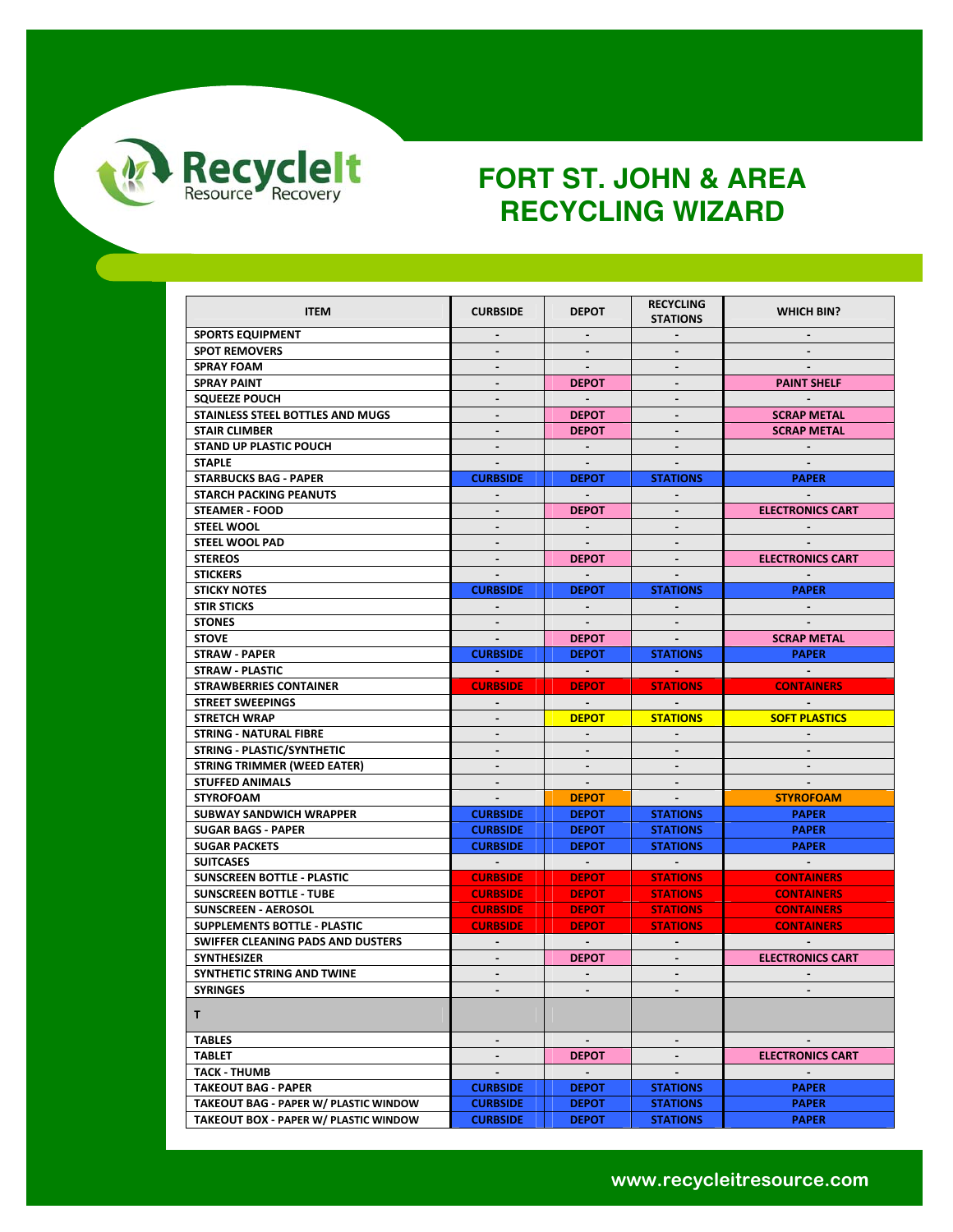# FORT ST. JOHN & AREA RECYCLING WIZARD

| ITEM | CURBSIDE | DEPOT | RECYCLING STATIONS | WHICH BIN? |
|---|---|---|---|---|
| SPORTS EQUIPMENT | - | - | - | - |
| SPOT REMOVERS | - | - | - | - |
| SPRAY FOAM | - | - | - | - |
| SPRAY PAINT | - | DEPOT | - | PAINT SHELF |
| SQUEEZE POUCH | - | - | - | - |
| STAINLESS STEEL BOTTLES AND MUGS | - | DEPOT | - | SCRAP METAL |
| STAIR CLIMBER | - | DEPOT | - | SCRAP METAL |
| STAND UP PLASTIC POUCH | - | - | - | - |
| STAPLE | - | - | - | - |
| STARBUCKS BAG - PAPER | CURBSIDE | DEPOT | STATIONS | PAPER |
| STARCH PACKING PEANUTS | - | - | - | - |
| STEAMER - FOOD | - | DEPOT | - | ELECTRONICS CART |
| STEEL WOOL | - | - | - | - |
| STEEL WOOL PAD | - | - | - | - |
| STEREOS | - | DEPOT | - | ELECTRONICS CART |
| STICKERS | - | - | - | - |
| STICKY NOTES | CURBSIDE | DEPOT | STATIONS | PAPER |
| STIR STICKS | - | - | - | - |
| STONES | - | - | - | - |
| STOVE | - | DEPOT | - | SCRAP METAL |
| STRAW - PAPER | CURBSIDE | DEPOT | STATIONS | PAPER |
| STRAW - PLASTIC | - | - | - | - |
| STRAWBERRIES CONTAINER | CURBSIDE | DEPOT | STATIONS | CONTAINERS |
| STREET SWEEPINGS | - | - | - | - |
| STRETCH WRAP | - | DEPOT | STATIONS | SOFT PLASTICS |
| STRING - NATURAL FIBRE | - | - | - | - |
| STRING - PLASTIC/SYNTHETIC | - | - | - | - |
| STRING TRIMMER (WEED EATER) | - | - | - | - |
| STUFFED ANIMALS | - | - | - | - |
| STYROFOAM | - | DEPOT | - | STYROFOAM |
| SUBWAY SANDWICH WRAPPER | CURBSIDE | DEPOT | STATIONS | PAPER |
| SUGAR BAGS - PAPER | CURBSIDE | DEPOT | STATIONS | PAPER |
| SUGAR PACKETS | CURBSIDE | DEPOT | STATIONS | PAPER |
| SUITCASES | - | - | - | - |
| SUNSCREEN BOTTLE - PLASTIC | CURBSIDE | DEPOT | STATIONS | CONTAINERS |
| SUNSCREEN BOTTLE - TUBE | CURBSIDE | DEPOT | STATIONS | CONTAINERS |
| SUNSCREEN - AEROSOL | CURBSIDE | DEPOT | STATIONS | CONTAINERS |
| SUPPLEMENTS BOTTLE - PLASTIC | CURBSIDE | DEPOT | STATIONS | CONTAINERS |
| SWIFFER CLEANING PADS AND DUSTERS | - | - | - | - |
| SYNTHESIZER | - | DEPOT | - | ELECTRONICS CART |
| SYNTHETIC STRING AND TWINE | - | - | - | - |
| SYRINGES | - | - | - | - |
| T | | | | |
| TABLES | - | - | - | - |
| TABLET | - | DEPOT | - | ELECTRONICS CART |
| TACK - THUMB | - | - | - | - |
| TAKEOUT BAG - PAPER | CURBSIDE | DEPOT | STATIONS | PAPER |
| TAKEOUT BAG - PAPER W/ PLASTIC WINDOW | CURBSIDE | DEPOT | STATIONS | PAPER |
| TAKEOUT BOX - PAPER W/ PLASTIC WINDOW | CURBSIDE | DEPOT | STATIONS | PAPER |

www.recycleitresource.com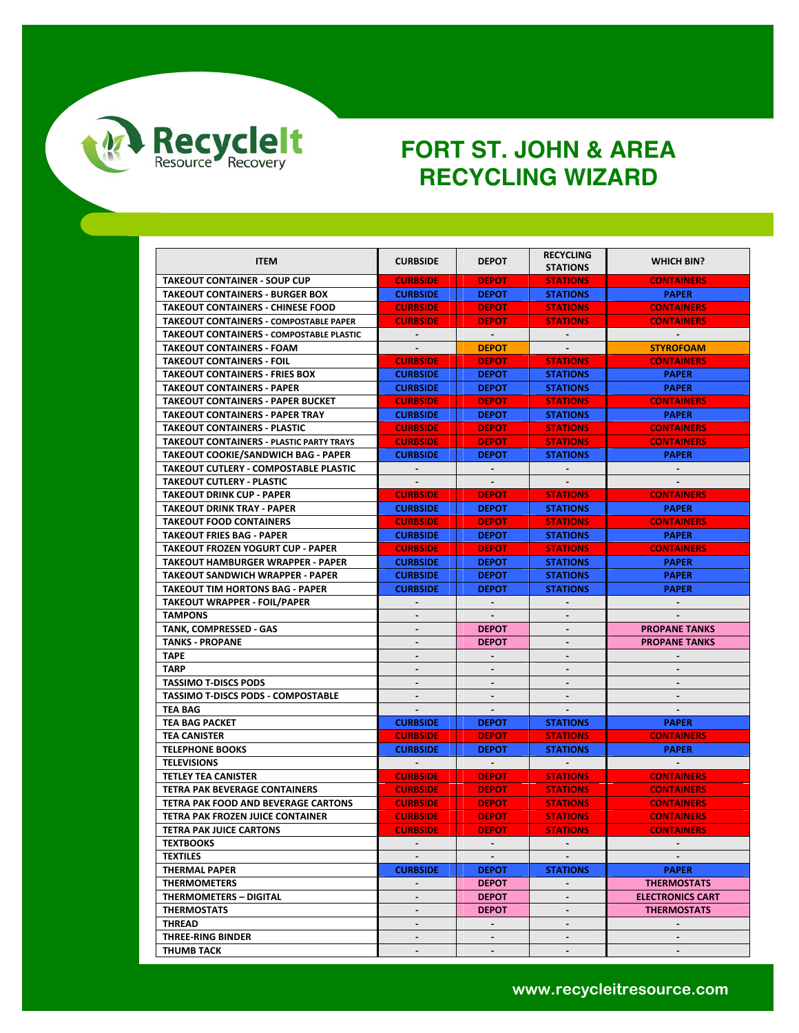# FORT ST. JOHN & AREA RECYCLING WIZARD

RecycleIt Resource Recovery

| ITEM | CURBSIDE | DEPOT | RECYCLING STATIONS | WHICH BIN? |
|---|---|---|---|---|
| TAKEOUT CONTAINER - SOUP CUP | CURBSIDE | DEPOT | STATIONS | CONTAINERS |
| TAKEOUT CONTAINERS - BURGER BOX | CURBSIDE | DEPOT | STATIONS | PAPER |
| TAKEOUT CONTAINERS - CHINESE FOOD | CURBSIDE | DEPOT | STATIONS | CONTAINERS |
| TAKEOUT CONTAINERS - COMPOSTABLE PAPER | CURBSIDE | DEPOT | STATIONS | CONTAINERS |
| TAKEOUT CONTAINERS - COMPOSTABLE PLASTIC | - | - | - | - |
| TAKEOUT CONTAINERS - FOAM | - | DEPOT | - | STYROFOAM |
| TAKEOUT CONTAINERS - FOIL | CURBSIDE | DEPOT | STATIONS | CONTAINERS |
| TAKEOUT CONTAINERS - FRIES BOX | CURBSIDE | DEPOT | STATIONS | PAPER |
| TAKEOUT CONTAINERS - PAPER | CURBSIDE | DEPOT | STATIONS | PAPER |
| TAKEOUT CONTAINERS - PAPER BUCKET | CURBSIDE | DEPOT | STATIONS | CONTAINERS |
| TAKEOUT CONTAINERS - PAPER TRAY | CURBSIDE | DEPOT | STATIONS | PAPER |
| TAKEOUT CONTAINERS - PLASTIC | CURBSIDE | DEPOT | STATIONS | CONTAINERS |
| TAKEOUT CONTAINERS - PLASTIC PARTY TRAYS | CURBSIDE | DEPOT | STATIONS | CONTAINERS |
| TAKEOUT COOKIE/SANDWICH BAG - PAPER | CURBSIDE | DEPOT | STATIONS | PAPER |
| TAKEOUT CUTLERY - COMPOSTABLE PLASTIC | - | - | - | - |
| TAKEOUT CUTLERY - PLASTIC | - | - | - | - |
| TAKEOUT DRINK CUP - PAPER | CURBSIDE | DEPOT | STATIONS | CONTAINERS |
| TAKEOUT DRINK TRAY - PAPER | CURBSIDE | DEPOT | STATIONS | PAPER |
| TAKEOUT FOOD CONTAINERS | CURBSIDE | DEPOT | STATIONS | CONTAINERS |
| TAKEOUT FRIES BAG - PAPER | CURBSIDE | DEPOT | STATIONS | PAPER |
| TAKEOUT FROZEN YOGURT CUP - PAPER | CURBSIDE | DEPOT | STATIONS | CONTAINERS |
| TAKEOUT HAMBURGER WRAPPER - PAPER | CURBSIDE | DEPOT | STATIONS | PAPER |
| TAKEOUT SANDWICH WRAPPER - PAPER | CURBSIDE | DEPOT | STATIONS | PAPER |
| TAKEOUT TIM HORTONS BAG - PAPER | CURBSIDE | DEPOT | STATIONS | PAPER |
| TAKEOUT WRAPPER - FOIL/PAPER | - | - | - | - |
| TAMPONS | - | - | - | - |
| TANK, COMPRESSED - GAS | - | DEPOT | - | PROPANE TANKS |
| TANKS - PROPANE | - | DEPOT | - | PROPANE TANKS |
| TAPE | - | - | - | - |
| TARP | - | - | - | - |
| TASSIMO T-DISCS PODS | - | - | - | - |
| TASSIMO T-DISCS PODS - COMPOSTABLE | - | - | - | - |
| TEA BAG | - | - | - | - |
| TEA BAG PACKET | CURBSIDE | DEPOT | STATIONS | PAPER |
| TEA CANISTER | CURBSIDE | DEPOT | STATIONS | CONTAINERS |
| TELEPHONE BOOKS | CURBSIDE | DEPOT | STATIONS | PAPER |
| TELEVISIONS | - | - | - | - |
| TETLEY TEA CANISTER | CURBSIDE | DEPOT | STATIONS | CONTAINERS |
| TETRA PAK BEVERAGE CONTAINERS | CURBSIDE | DEPOT | STATIONS | CONTAINERS |
| TETRA PAK FOOD AND BEVERAGE CARTONS | CURBSIDE | DEPOT | STATIONS | CONTAINERS |
| TETRA PAK FROZEN JUICE CONTAINER | CURBSIDE | DEPOT | STATIONS | CONTAINERS |
| TETRA PAK JUICE CARTONS | CURBSIDE | DEPOT | STATIONS | CONTAINERS |
| TEXTBOOKS | - | - | - | - |
| TEXTILES | - | - | - | - |
| THERMAL PAPER | CURBSIDE | DEPOT | STATIONS | PAPER |
| THERMOMETERS | - | DEPOT | - | THERMOSTATS |
| THERMOMETERS – DIGITAL | - | DEPOT | - | ELECTRONICS CART |
| THERMOSTATS | - | DEPOT | - | THERMOSTATS |
| THREAD | - | - | - | - |
| THREE-RING BINDER | - | - | - | - |
| THUMB TACK | - | - | - | - |

www.recycleitresource.com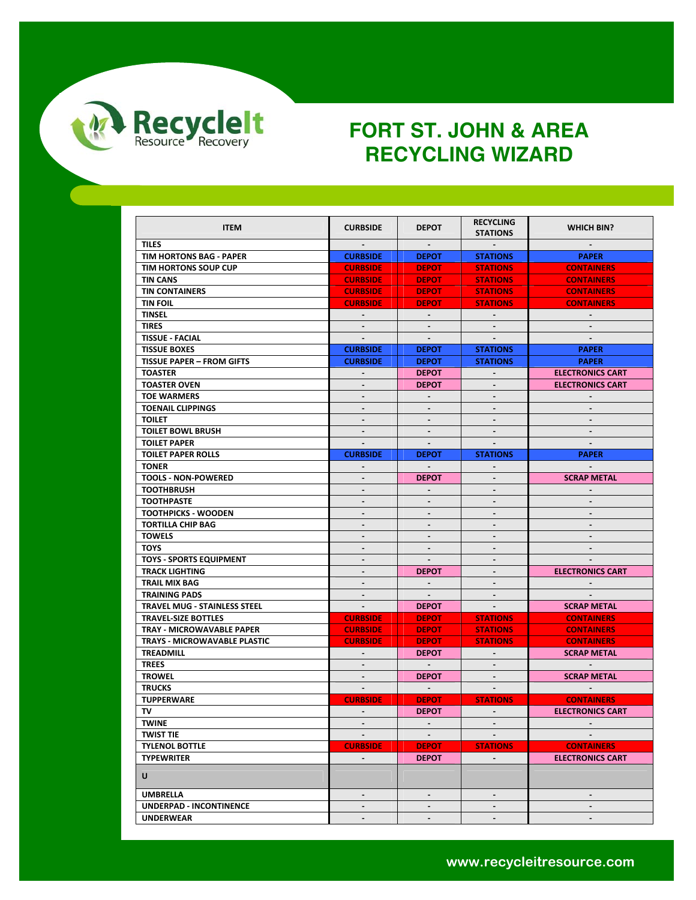# FORT ST. JOHN & AREA RECYCLING WIZARD

| ITEM | CURBSIDE | DEPOT | RECYCLING STATIONS | WHICH BIN? |
|---|---|---|---|---|
| TILES | - | - | - | - |
| TIM HORTONS BAG - PAPER | CURBSIDE | DEPOT | STATIONS | PAPER |
| TIM HORTONS SOUP CUP | CURBSIDE | DEPOT | STATIONS | CONTAINERS |
| TIN CANS | CURBSIDE | DEPOT | STATIONS | CONTAINERS |
| TIN CONTAINERS | CURBSIDE | DEPOT | STATIONS | CONTAINERS |
| TIN FOIL | CURBSIDE | DEPOT | STATIONS | CONTAINERS |
| TINSEL | - | - | - | - |
| TIRES | - | - | - | - |
| TISSUE - FACIAL | - | - | - | - |
| TISSUE BOXES | CURBSIDE | DEPOT | STATIONS | PAPER |
| TISSUE PAPER – FROM GIFTS | CURBSIDE | DEPOT | STATIONS | PAPER |
| TOASTER | - | DEPOT | - | ELECTRONICS CART |
| TOASTER OVEN | - | DEPOT | - | ELECTRONICS CART |
| TOE WARMERS | - | - | - | - |
| TOENAIL CLIPPINGS | - | - | - | - |
| TOILET | - | - | - | - |
| TOILET BOWL BRUSH | - | - | - | - |
| TOILET PAPER | - | - | - | - |
| TOILET PAPER ROLLS | CURBSIDE | DEPOT | STATIONS | PAPER |
| TONER | - | - | - | - |
| TOOLS - NON-POWERED | - | DEPOT | - | SCRAP METAL |
| TOOTHBRUSH | - | - | - | - |
| TOOTHPASTE | - | - | - | - |
| TOOTHPICKS - WOODEN | - | - | - | - |
| TORTILLA CHIP BAG | - | - | - | - |
| TOWELS | - | - | - | - |
| TOYS | - | - | - | - |
| TOYS - SPORTS EQUIPMENT | - | - | - | - |
| TRACK LIGHTING | - | DEPOT | - | ELECTRONICS CART |
| TRAIL MIX BAG | - | - | - | - |
| TRAINING PADS | - | - | - | - |
| TRAVEL MUG - STAINLESS STEEL | - | DEPOT | - | SCRAP METAL |
| TRAVEL-SIZE BOTTLES | CURBSIDE | DEPOT | STATIONS | CONTAINERS |
| TRAY - MICROWAVABLE PAPER | CURBSIDE | DEPOT | STATIONS | CONTAINERS |
| TRAYS - MICROWAVABLE PLASTIC | CURBSIDE | DEPOT | STATIONS | CONTAINERS |
| TREADMILL | - | DEPOT | - | SCRAP METAL |
| TREES | - | - | - | - |
| TROWEL | - | DEPOT | - | SCRAP METAL |
| TRUCKS | - | - | - | - |
| TUPPERWARE | CURBSIDE | DEPOT | STATIONS | CONTAINERS |
| TV | - | DEPOT | - | ELECTRONICS CART |
| TWINE | - | - | - | - |
| TWIST TIE | - | - | - | - |
| TYLENOL BOTTLE | CURBSIDE | DEPOT | STATIONS | CONTAINERS |
| TYPEWRITER | - | DEPOT | - | ELECTRONICS CART |
| U | | | | |
| UMBRELLA | - | - | - | - |
| UNDERPAD - INCONTINENCE | - | - | - | - |
| UNDERWEAR | - | - | - | - |

www.recycleitresource.com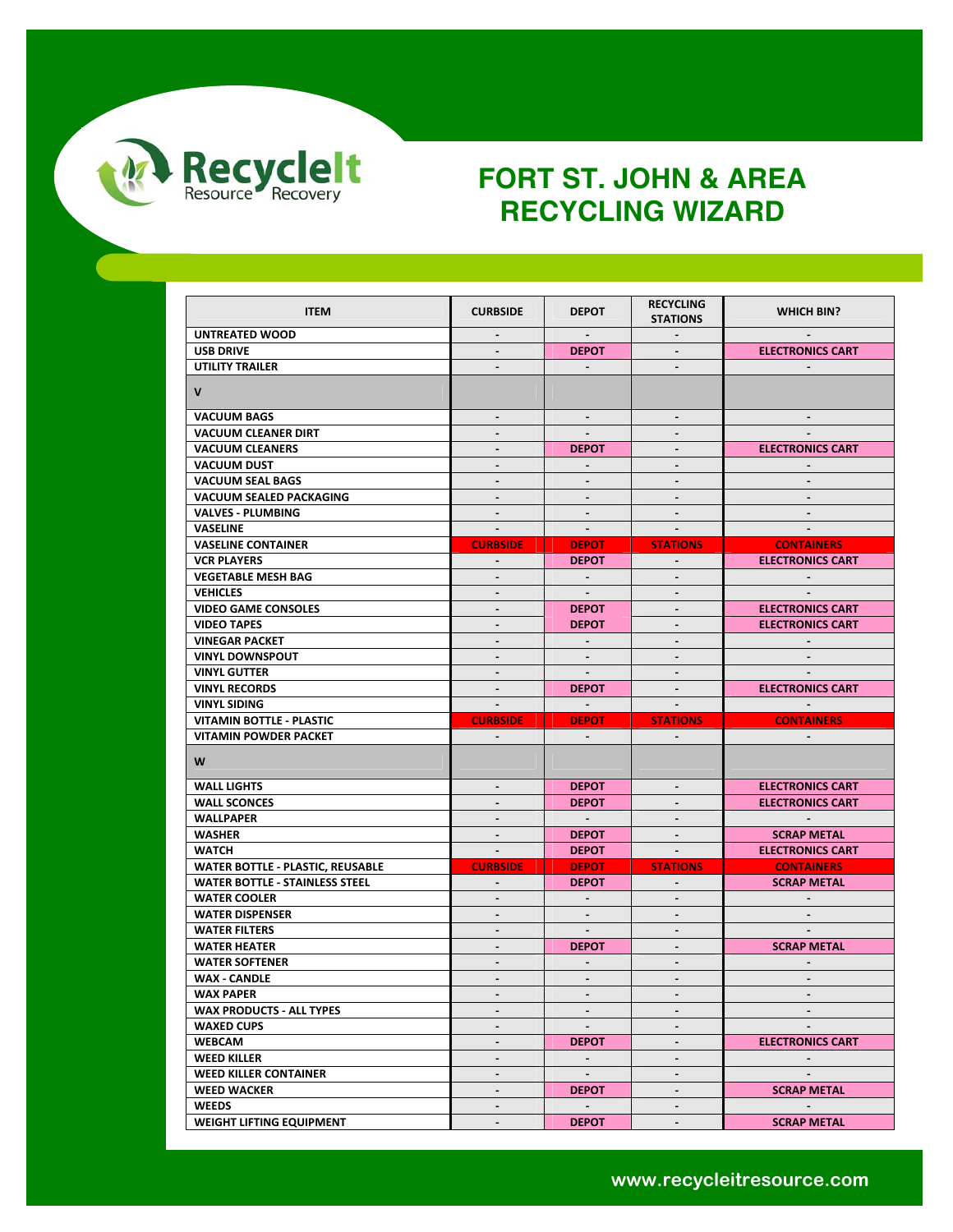# FORT ST. JOHN & AREA RECYCLING WIZARD

| ITEM | CURBSIDE | DEPOT | RECYCLING STATIONS | WHICH BIN? |
|---|---|---|---|---|
| UNTREATED WOOD | - | - | - | - |
| USB DRIVE | - | DEPOT | - | ELECTRONICS CART |
| UTILITY TRAILER | - | - | - | - |
| V | | | | |
| VACUUM BAGS | - | - | - | - |
| VACUUM CLEANER DIRT | - | - | - | - |
| VACUUM CLEANERS | - | DEPOT | - | ELECTRONICS CART |
| VACUUM DUST | - | - | - | - |
| VACUUM SEAL BAGS | - | - | - | - |
| VACUUM SEALED PACKAGING | - | - | - | - |
| VALVES - PLUMBING | - | - | - | - |
| VASELINE | - | - | - | - |
| VASELINE CONTAINER | CURBSIDE | DEPOT | STATIONS | CONTAINERS |
| VCR PLAYERS | - | DEPOT | - | ELECTRONICS CART |
| VEGETABLE MESH BAG | - | - | - | - |
| VEHICLES | - | - | - | - |
| VIDEO GAME CONSOLES | - | DEPOT | - | ELECTRONICS CART |
| VIDEO TAPES | - | DEPOT | - | ELECTRONICS CART |
| VINEGAR PACKET | - | - | - | - |
| VINYL DOWNSPOUT | - | - | - | - |
| VINYL GUTTER | - | - | - | - |
| VINYL RECORDS | - | DEPOT | - | ELECTRONICS CART |
| VINYL SIDING | - | - | - | - |
| VITAMIN BOTTLE - PLASTIC | CURBSIDE | DEPOT | STATIONS | CONTAINERS |
| VITAMIN POWDER PACKET | - | - | - | - |
| W | | | | |
| WALL LIGHTS | - | DEPOT | - | ELECTRONICS CART |
| WALL SCONCES | - | DEPOT | - | ELECTRONICS CART |
| WALLPAPER | - | - | - | - |
| WASHER | - | DEPOT | - | SCRAP METAL |
| WATCH | - | DEPOT | - | ELECTRONICS CART |
| WATER BOTTLE - PLASTIC, REUSABLE | CURBSIDE | DEPOT | STATIONS | CONTAINERS |
| WATER BOTTLE - STAINLESS STEEL | - | DEPOT | - | SCRAP METAL |
| WATER COOLER | - | - | - | - |
| WATER DISPENSER | - | - | - | - |
| WATER FILTERS | - | - | - | - |
| WATER HEATER | - | DEPOT | - | SCRAP METAL |
| WATER SOFTENER | - | - | - | - |
| WAX - CANDLE | - | - | - | - |
| WAX PAPER | - | - | - | - |
| WAX PRODUCTS - ALL TYPES | - | - | - | - |
| WAXED CUPS | - | - | - | - |
| WEBCAM | - | DEPOT | - | ELECTRONICS CART |
| WEED KILLER | - | - | - | - |
| WEED KILLER CONTAINER | - | - | - | - |
| WEED WACKER | - | DEPOT | - | SCRAP METAL |
| WEEDS | - | - | - | - |
| WEIGHT LIFTING EQUIPMENT | - | DEPOT | - | SCRAP METAL |

www.recycleitresource.com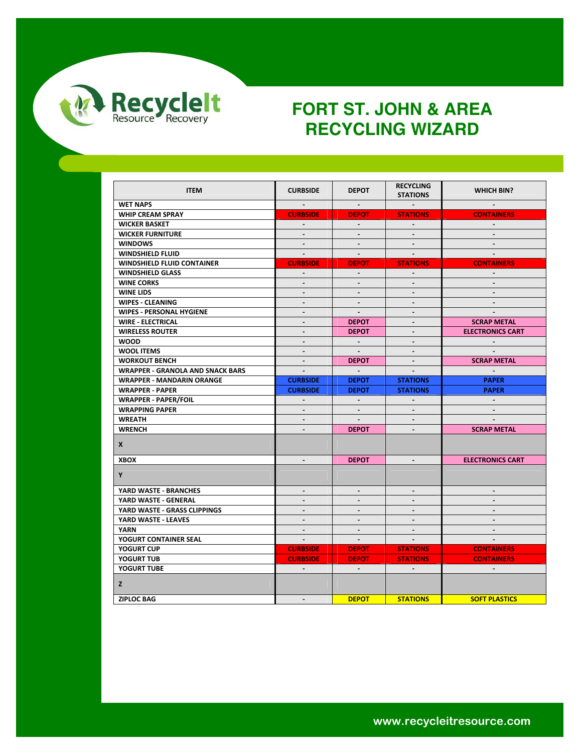# FORT ST. JOHN & AREA RECYCLING WIZARD

| ITEM | CURBSIDE | DEPOT | RECYCLING STATIONS | WHICH BIN? |
|---|---|---|---|---|
| WET NAPS | - | - | - | - |
| WHIP CREAM SPRAY | CURBSIDE | DEPOT | STATIONS | CONTAINERS |
| WICKER BASKET | - | - | - | - |
| WICKER FURNITURE | - | - | - | - |
| WINDOWS | - | - | - | - |
| WINDSHIELD FLUID | - | - | - | - |
| WINDSHIELD FLUID CONTAINER | CURBSIDE | DEPOT | STATIONS | CONTAINERS |
| WINDSHIELD GLASS | - | - | - | - |
| WINE CORKS | - | - | - | - |
| WINE LIDS | - | - | - | - |
| WIPES - CLEANING | - | - | - | - |
| WIPES - PERSONAL HYGIENE | - | - | - | - |
| WIRE - ELECTRICAL | - | DEPOT | - | SCRAP METAL |
| WIRELESS ROUTER | - | DEPOT | - | ELECTRONICS CART |
| WOOD | - | - | - | - |
| WOOL ITEMS | - | - | - | - |
| WORKOUT BENCH | - | DEPOT | - | SCRAP METAL |
| WRAPPER - GRANOLA AND SNACK BARS | - | - | - | - |
| WRAPPER - MANDARIN ORANGE | CURBSIDE | DEPOT | STATIONS | PAPER |
| WRAPPER - PAPER | CURBSIDE | DEPOT | STATIONS | PAPER |
| WRAPPER - PAPER/FOIL | - | - | - | - |
| WRAPPING PAPER | - | - | - | - |
| WREATH | - | - | - | - |
| WRENCH | - | DEPOT | - | SCRAP METAL |
| X | | | | |
| XBOX | - | DEPOT | - | ELECTRONICS CART |
| Y | | | | |
| YARD WASTE - BRANCHES | - | - | - | - |
| YARD WASTE - GENERAL | - | - | - | - |
| YARD WASTE - GRASS CLIPPINGS | - | - | - | - |
| YARD WASTE - LEAVES | - | - | - | - |
| YARN | - | - | - | - |
| YOGURT CONTAINER SEAL | - | - | - | - |
| YOGURT CUP | CURBSIDE | DEPOT | STATIONS | CONTAINERS |
| YOGURT TUB | CURBSIDE | DEPOT | STATIONS | CONTAINERS |
| YOGURT TUBE | - | - | - | - |
| Z | | | | |
| ZIPLOC BAG | - | DEPOT | STATIONS | SOFT PLASTICS |

www.recycleitresource.com